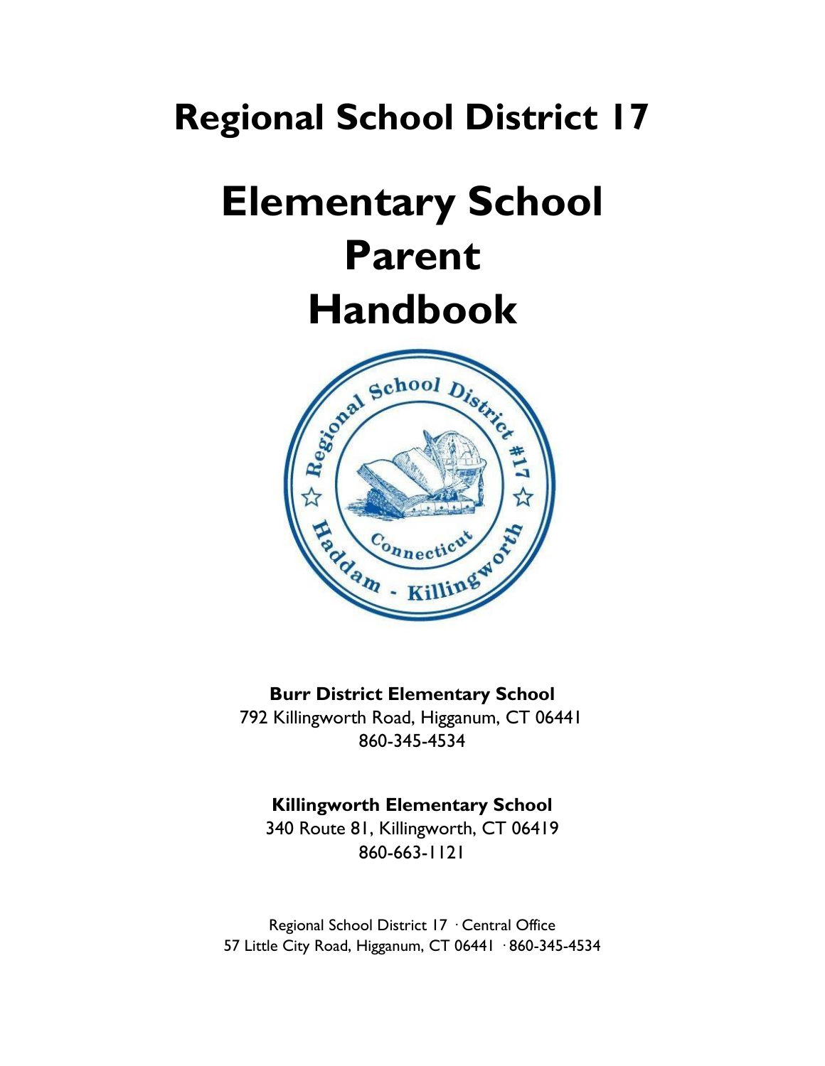# Regional School District 17

# Elementary School Parent Handbook

**Burr District Elementary School**
792 Killingworth Road, Higganum, CT 06441
860-345-4534

**Killingworth Elementary School**
340 Route 81, Killingworth, CT 06419
860-663-1121

Regional School District 17 · Central Office
57 Little City Road, Higganum, CT 06441 · 860-345-4534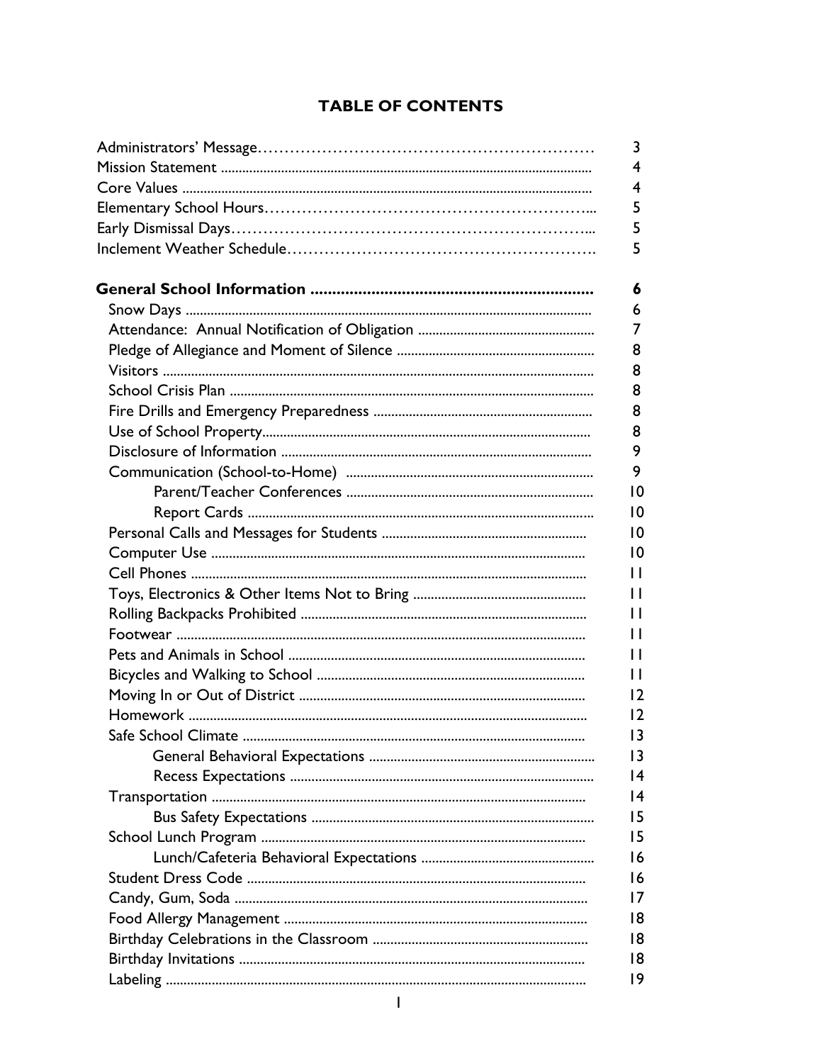## TABLE OF CONTENTS

| | |
|---|---|
| Administrators' Message | 3 |
| Mission Statement | 4 |
| Core Values | 4 |
| Elementary School Hours | 5 |
| Early Dismissal Days | 5 |
| Inclement Weather Schedule | 5 |
| **General School Information** | **6** |
| Snow Days | 6 |
| Attendance: Annual Notification of Obligation | 7 |
| Pledge of Allegiance and Moment of Silence | 8 |
| Visitors | 8 |
| School Crisis Plan | 8 |
| Fire Drills and Emergency Preparedness | 8 |
| Use of School Property | 8 |
| Disclosure of Information | 9 |
| Communication (School-to-Home) | 9 |
| Parent/Teacher Conferences | 10 |
| Report Cards | 10 |
| Personal Calls and Messages for Students | 10 |
| Computer Use | 10 |
| Cell Phones | 11 |
| Toys, Electronics & Other Items Not to Bring | 11 |
| Rolling Backpacks Prohibited | 11 |
| Footwear | 11 |
| Pets and Animals in School | 11 |
| Bicycles and Walking to School | 11 |
| Moving In or Out of District | 12 |
| Homework | 12 |
| Safe School Climate | 13 |
| General Behavioral Expectations | 13 |
| Recess Expectations | 14 |
| Transportation | 14 |
| Bus Safety Expectations | 15 |
| School Lunch Program | 15 |
| Lunch/Cafeteria Behavioral Expectations | 16 |
| Student Dress Code | 16 |
| Candy, Gum, Soda | 17 |
| Food Allergy Management | 18 |
| Birthday Celebrations in the Classroom | 18 |
| Birthday Invitations | 18 |
| Labeling | 19 |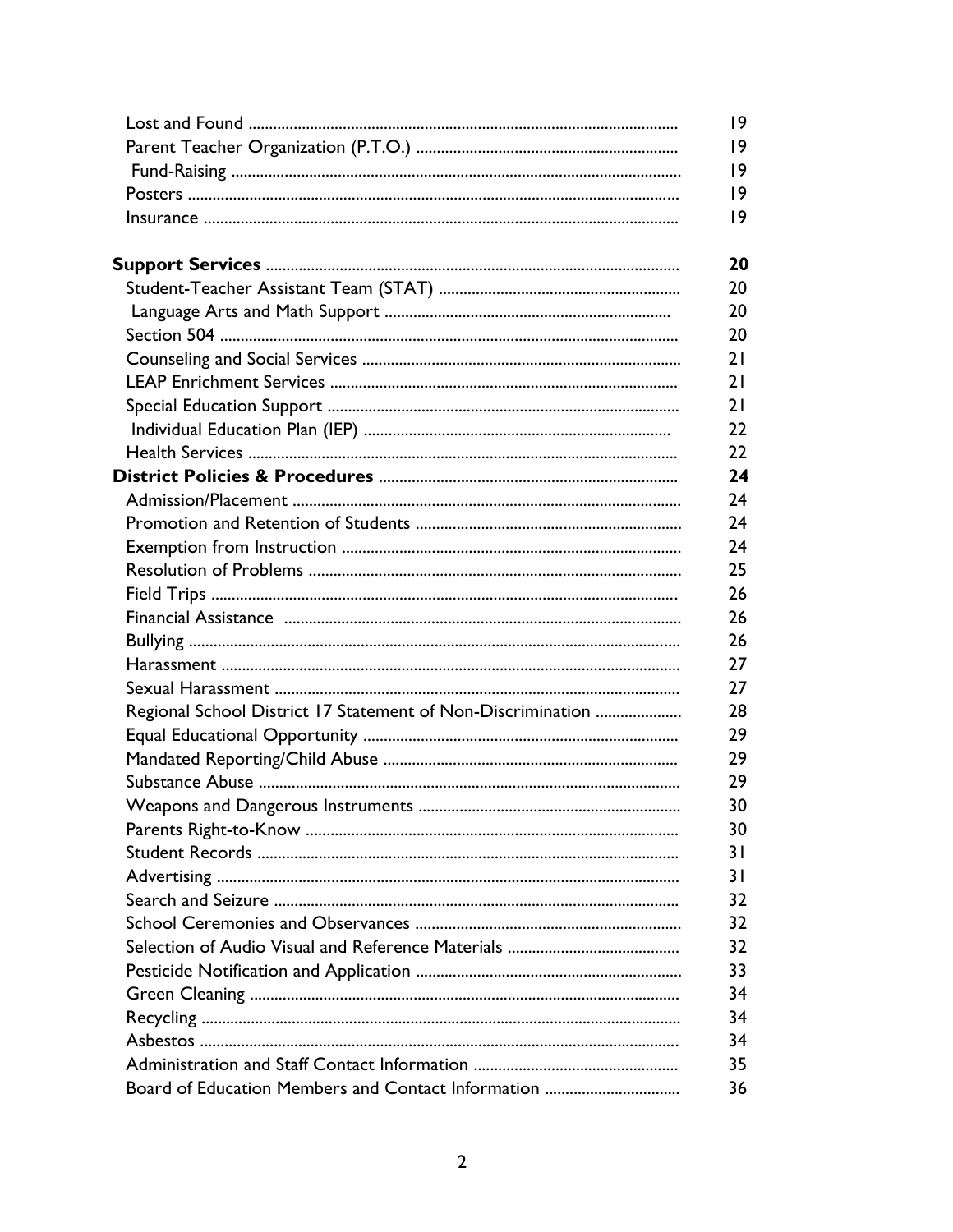| | |
|---|---|
| Lost and Found | 19 |
| Parent Teacher Organization (P.T.O.) | 19 |
| Fund-Raising | 19 |
| Posters | 19 |
| Insurance | 19 |
| | |
| **Support Services** | **20** |
| Student-Teacher Assistant Team (STAT) | 20 |
| Language Arts and Math Support | 20 |
| Section 504 | 20 |
| Counseling and Social Services | 21 |
| LEAP Enrichment Services | 21 |
| Special Education Support | 21 |
| Individual Education Plan (IEP) | 22 |
| Health Services | 22 |
| **District Policies & Procedures** | **24** |
| Admission/Placement | 24 |
| Promotion and Retention of Students | 24 |
| Exemption from Instruction | 24 |
| Resolution of Problems | 25 |
| Field Trips | 26 |
| Financial Assistance | 26 |
| Bullying | 26 |
| Harassment | 27 |
| Sexual Harassment | 27 |
| Regional School District 17 Statement of Non-Discrimination | 28 |
| Equal Educational Opportunity | 29 |
| Mandated Reporting/Child Abuse | 29 |
| Substance Abuse | 29 |
| Weapons and Dangerous Instruments | 30 |
| Parents Right-to-Know | 30 |
| Student Records | 31 |
| Advertising | 31 |
| Search and Seizure | 32 |
| School Ceremonies and Observances | 32 |
| Selection of Audio Visual and Reference Materials | 32 |
| Pesticide Notification and Application | 33 |
| Green Cleaning | 34 |
| Recycling | 34 |
| Asbestos | 34 |
| Administration and Staff Contact Information | 35 |
| Board of Education Members and Contact Information | 36 |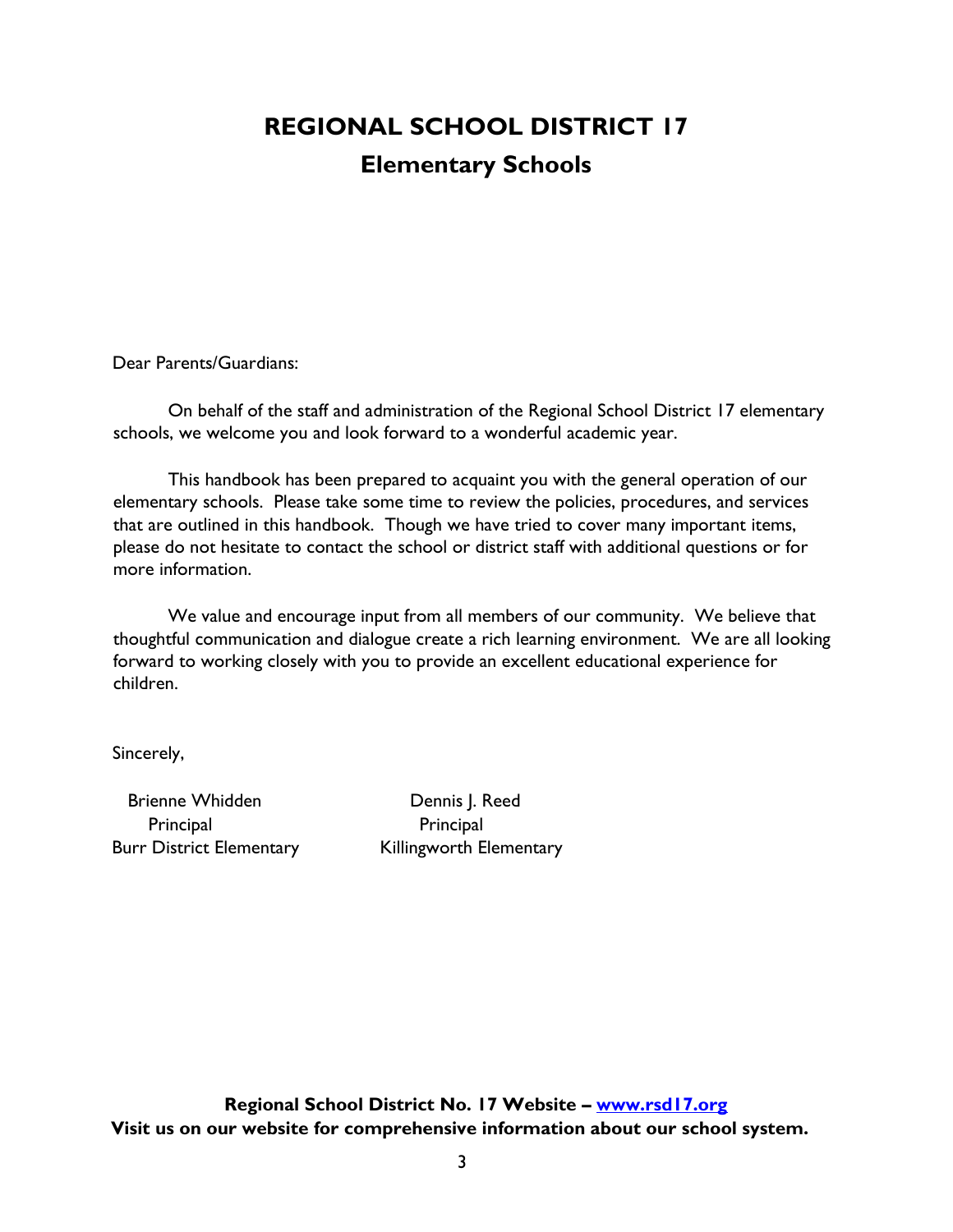# REGIONAL SCHOOL DISTRICT 17

## Elementary Schools

Dear Parents/Guardians:

On behalf of the staff and administration of the Regional School District 17 elementary schools, we welcome you and look forward to a wonderful academic year.

This handbook has been prepared to acquaint you with the general operation of our elementary schools. Please take some time to review the policies, procedures, and services that are outlined in this handbook. Though we have tried to cover many important items, please do not hesitate to contact the school or district staff with additional questions or for more information.

We value and encourage input from all members of our community. We believe that thoughtful communication and dialogue create a rich learning environment. We are all looking forward to working closely with you to provide an excellent educational experience for children.

Sincerely,

Brienne Whidden
Principal
Burr District Elementary

Dennis J. Reed
Principal
Killingworth Elementary

**Regional School District No. 17 Website – [www.rsd17.org](http://www.rsd17.org)**
**Visit us on our website for comprehensive information about our school system.**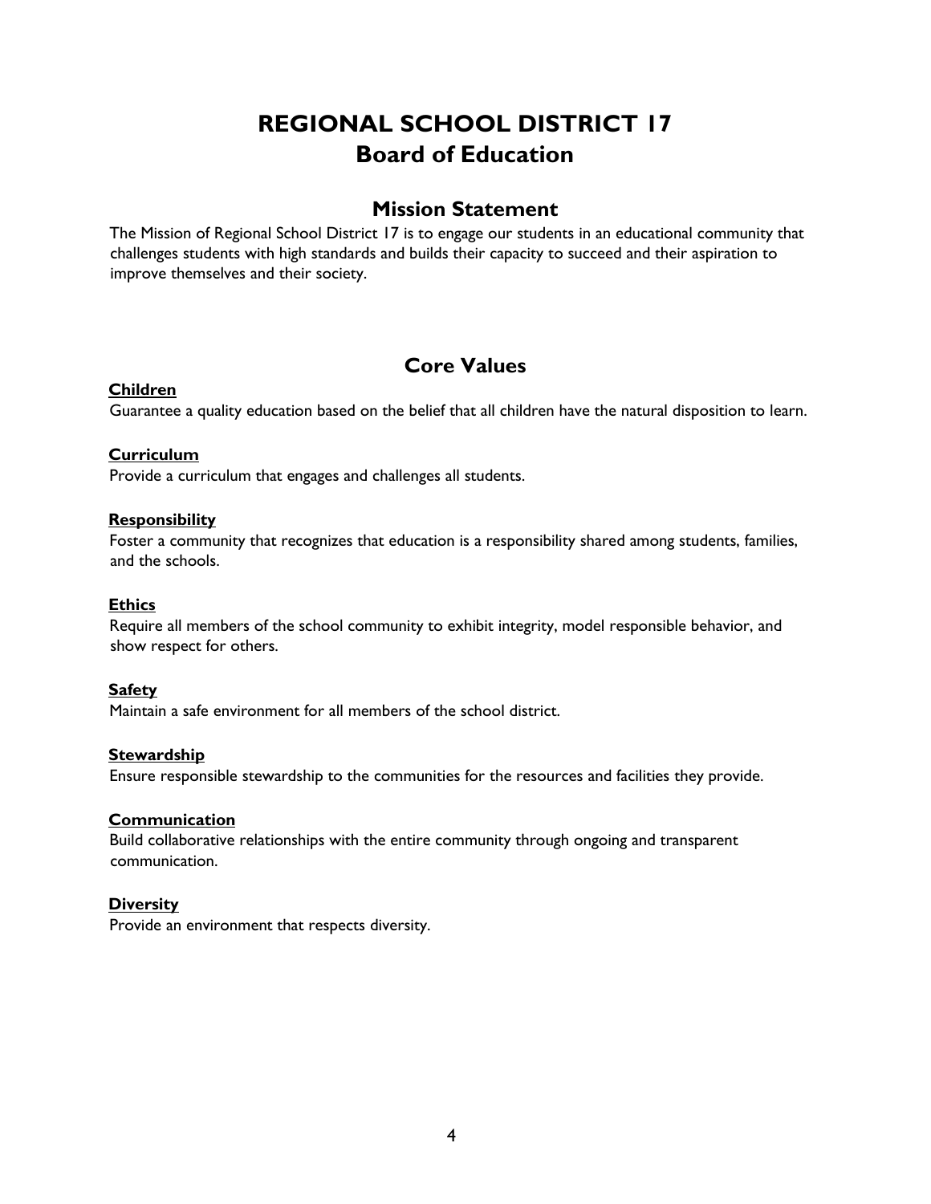# REGIONAL SCHOOL DISTRICT 17
# Board of Education

## Mission Statement

The Mission of Regional School District 17 is to engage our students in an educational community that challenges students with high standards and builds their capacity to succeed and their aspiration to improve themselves and their society.

## Core Values

**Children**
Guarantee a quality education based on the belief that all children have the natural disposition to learn.

**Curriculum**
Provide a curriculum that engages and challenges all students.

**Responsibility**
Foster a community that recognizes that education is a responsibility shared among students, families, and the schools.

**Ethics**
Require all members of the school community to exhibit integrity, model responsible behavior, and show respect for others.

**Safety**
Maintain a safe environment for all members of the school district.

**Stewardship**
Ensure responsible stewardship to the communities for the resources and facilities they provide.

**Communication**
Build collaborative relationships with the entire community through ongoing and transparent communication.

**Diversity**
Provide an environment that respects diversity.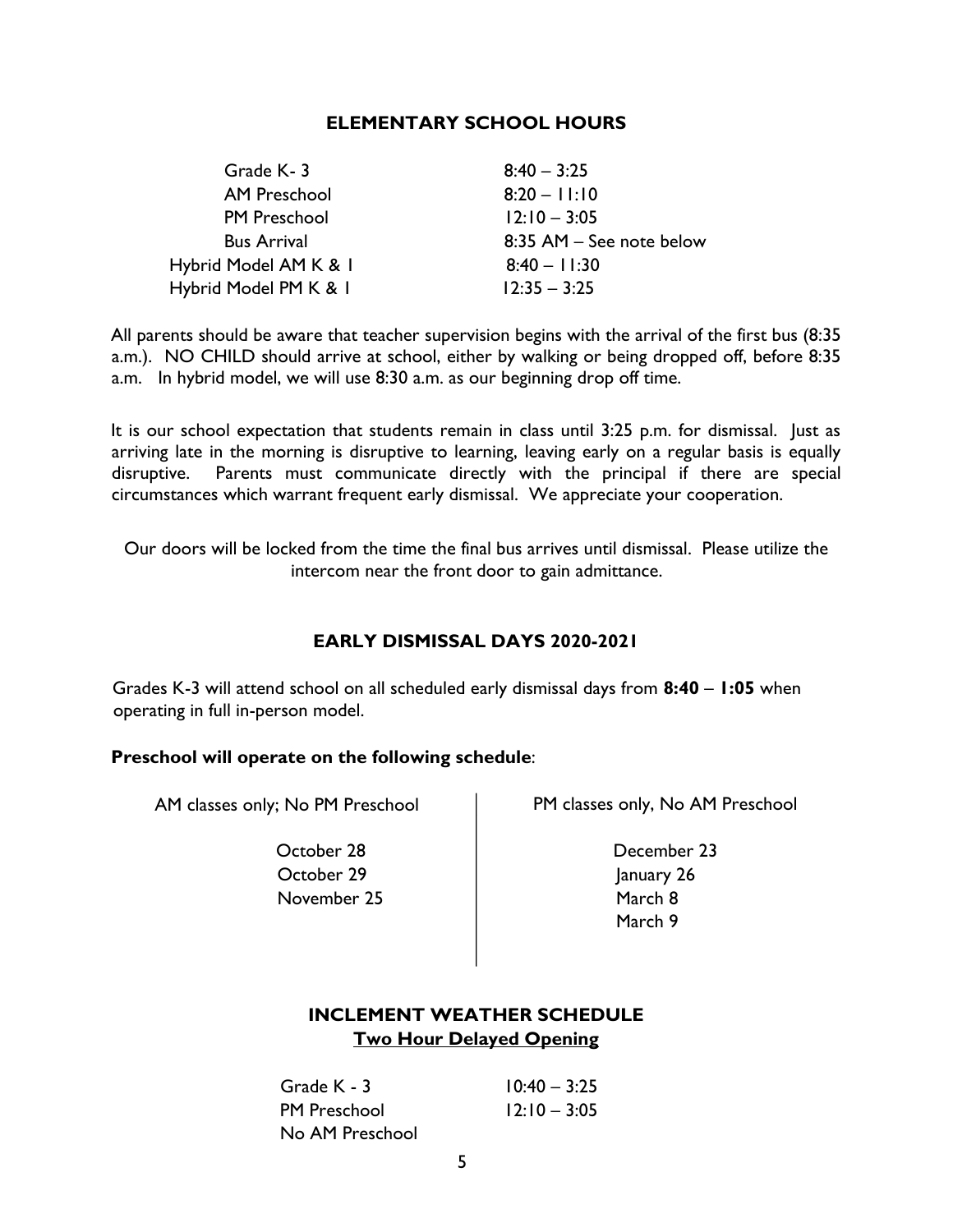## ELEMENTARY SCHOOL HOURS

| | |
|---|---|
| Grade K- 3 | 8:40 – 3:25 |
| AM Preschool | 8:20 – 11:10 |
| PM Preschool | 12:10 – 3:05 |
| Bus Arrival | 8:35 AM – See note below |
| Hybrid Model AM K & 1 | 8:40 – 11:30 |
| Hybrid Model PM K & 1 | 12:35 – 3:25 |

All parents should be aware that teacher supervision begins with the arrival of the first bus (8:35 a.m.). NO CHILD should arrive at school, either by walking or being dropped off, before 8:35 a.m. In hybrid model, we will use 8:30 a.m. as our beginning drop off time.

It is our school expectation that students remain in class until 3:25 p.m. for dismissal. Just as arriving late in the morning is disruptive to learning, leaving early on a regular basis is equally disruptive. Parents must communicate directly with the principal if there are special circumstances which warrant frequent early dismissal. We appreciate your cooperation.

Our doors will be locked from the time the final bus arrives until dismissal. Please utilize the intercom near the front door to gain admittance.

## EARLY DISMISSAL DAYS 2020-2021

Grades K-3 will attend school on all scheduled early dismissal days from **8:40** – **1:05** when operating in full in-person model.

**Preschool will operate on the following schedule**:

| AM classes only; No PM Preschool | PM classes only, No AM Preschool |
|---|---|
| October 28 | December 23 |
| October 29 | January 26 |
| November 25 | March 8 |
| | March 9 |

## INCLEMENT WEATHER SCHEDULE

### Two Hour Delayed Opening

| | |
|---|---|
| Grade K - 3 | 10:40 – 3:25 |
| PM Preschool | 12:10 – 3:05 |
| No AM Preschool | |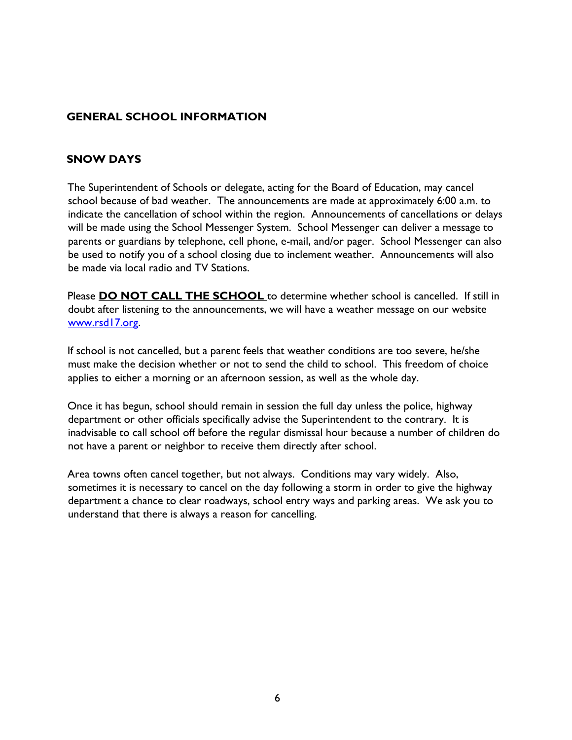## GENERAL SCHOOL INFORMATION

### SNOW DAYS

The Superintendent of Schools or delegate, acting for the Board of Education, may cancel school because of bad weather. The announcements are made at approximately 6:00 a.m. to indicate the cancellation of school within the region. Announcements of cancellations or delays will be made using the School Messenger System. School Messenger can deliver a message to parents or guardians by telephone, cell phone, e-mail, and/or pager. School Messenger can also be used to notify you of a school closing due to inclement weather. Announcements will also be made via local radio and TV Stations.

Please **<u>DO NOT CALL THE SCHOOL</u>** to determine whether school is cancelled. If still in doubt after listening to the announcements, we will have a weather message on our website [www.rsd17.org](http://www.rsd17.org).

If school is not cancelled, but a parent feels that weather conditions are too severe, he/she must make the decision whether or not to send the child to school. This freedom of choice applies to either a morning or an afternoon session, as well as the whole day.

Once it has begun, school should remain in session the full day unless the police, highway department or other officials specifically advise the Superintendent to the contrary. It is inadvisable to call school off before the regular dismissal hour because a number of children do not have a parent or neighbor to receive them directly after school.

Area towns often cancel together, but not always. Conditions may vary widely. Also, sometimes it is necessary to cancel on the day following a storm in order to give the highway department a chance to clear roadways, school entry ways and parking areas. We ask you to understand that there is always a reason for cancelling.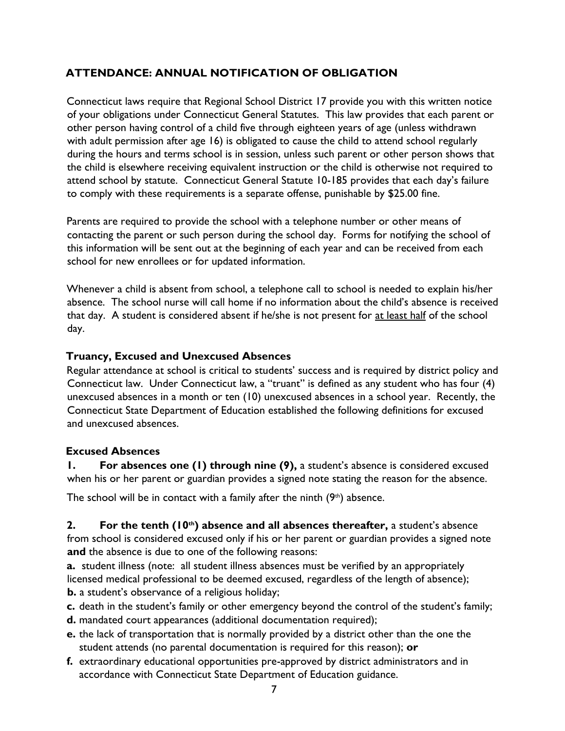## ATTENDANCE: ANNUAL NOTIFICATION OF OBLIGATION

Connecticut laws require that Regional School District 17 provide you with this written notice of your obligations under Connecticut General Statutes. This law provides that each parent or other person having control of a child five through eighteen years of age (unless withdrawn with adult permission after age 16) is obligated to cause the child to attend school regularly during the hours and terms school is in session, unless such parent or other person shows that the child is elsewhere receiving equivalent instruction or the child is otherwise not required to attend school by statute. Connecticut General Statute 10-185 provides that each day's failure to comply with these requirements is a separate offense, punishable by $25.00 fine.

Parents are required to provide the school with a telephone number or other means of contacting the parent or such person during the school day. Forms for notifying the school of this information will be sent out at the beginning of each year and can be received from each school for new enrollees or for updated information.

Whenever a child is absent from school, a telephone call to school is needed to explain his/her absence. The school nurse will call home if no information about the child's absence is received that day. A student is considered absent if he/she is not present for <u>at least half</u> of the school day.

### Truancy, Excused and Unexcused Absences

Regular attendance at school is critical to students' success and is required by district policy and Connecticut law. Under Connecticut law, a "truant" is defined as any student who has four (4) unexcused absences in a month or ten (10) unexcused absences in a school year. Recently, the Connecticut State Department of Education established the following definitions for excused and unexcused absences.

### Excused Absences

1. **For absences one (1) through nine (9),** a student's absence is considered excused when his or her parent or guardian provides a signed note stating the reason for the absence.

The school will be in contact with a family after the ninth (9th) absence.

2. **For the tenth (10th) absence and all absences thereafter,** a student's absence from school is considered excused only if his or her parent or guardian provides a signed note **and** the absence is due to one of the following reasons:

**a.** student illness (note: all student illness absences must be verified by an appropriately licensed medical professional to be deemed excused, regardless of the length of absence);

**b.** a student's observance of a religious holiday;

**c.** death in the student's family or other emergency beyond the control of the student's family;

**d.** mandated court appearances (additional documentation required);

**e.** the lack of transportation that is normally provided by a district other than the one the student attends (no parental documentation is required for this reason); **or**

**f.** extraordinary educational opportunities pre-approved by district administrators and in accordance with Connecticut State Department of Education guidance.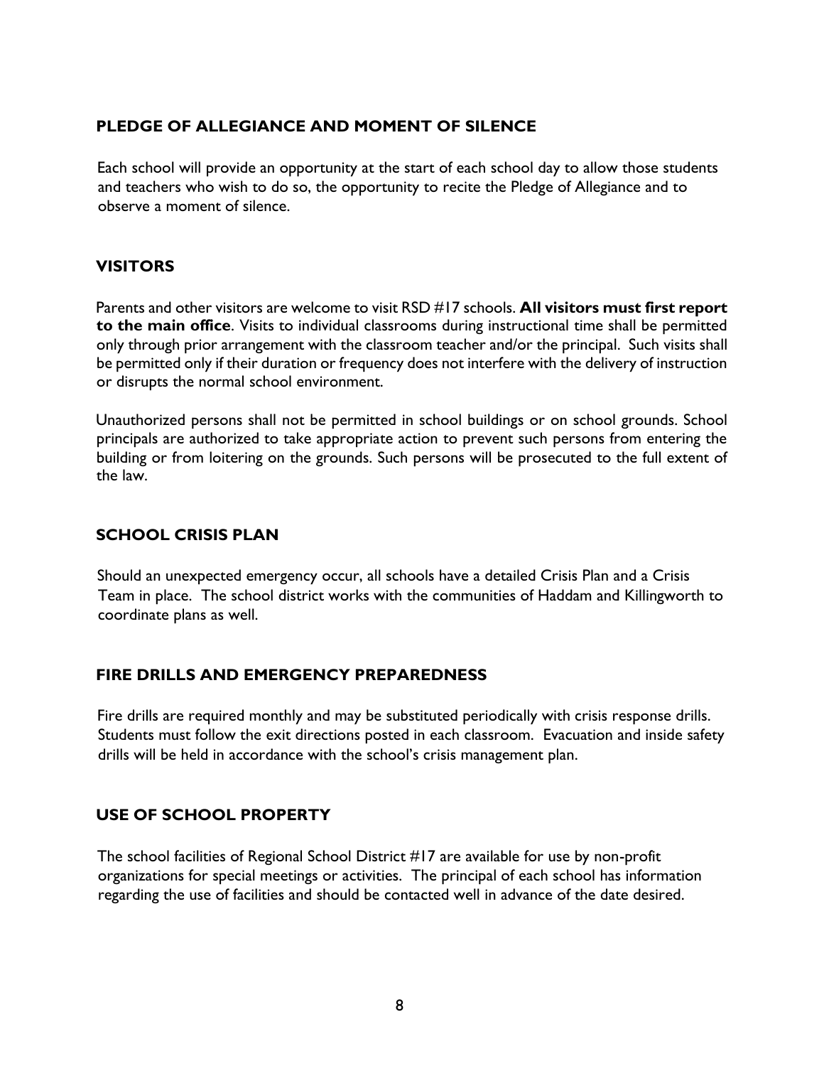## PLEDGE OF ALLEGIANCE AND MOMENT OF SILENCE

Each school will provide an opportunity at the start of each school day to allow those students and teachers who wish to do so, the opportunity to recite the Pledge of Allegiance and to observe a moment of silence.

## VISITORS

Parents and other visitors are welcome to visit RSD #17 schools. **All visitors must first report to the main office**. Visits to individual classrooms during instructional time shall be permitted only through prior arrangement with the classroom teacher and/or the principal. Such visits shall be permitted only if their duration or frequency does not interfere with the delivery of instruction or disrupts the normal school environment.

Unauthorized persons shall not be permitted in school buildings or on school grounds. School principals are authorized to take appropriate action to prevent such persons from entering the building or from loitering on the grounds. Such persons will be prosecuted to the full extent of the law.

## SCHOOL CRISIS PLAN

Should an unexpected emergency occur, all schools have a detailed Crisis Plan and a Crisis Team in place. The school district works with the communities of Haddam and Killingworth to coordinate plans as well.

## FIRE DRILLS AND EMERGENCY PREPAREDNESS

Fire drills are required monthly and may be substituted periodically with crisis response drills. Students must follow the exit directions posted in each classroom. Evacuation and inside safety drills will be held in accordance with the school's crisis management plan.

## USE OF SCHOOL PROPERTY

The school facilities of Regional School District #17 are available for use by non-profit organizations for special meetings or activities. The principal of each school has information regarding the use of facilities and should be contacted well in advance of the date desired.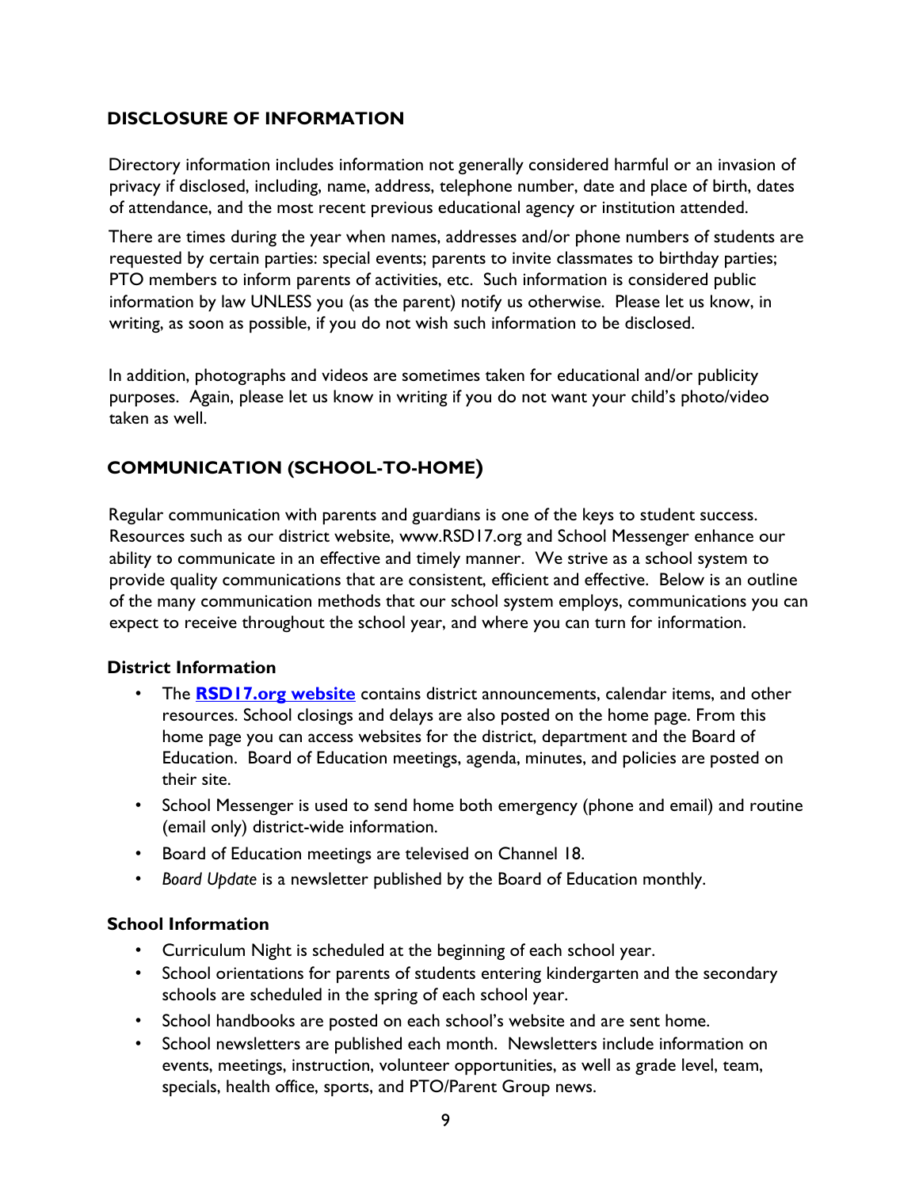## DISCLOSURE OF INFORMATION

Directory information includes information not generally considered harmful or an invasion of privacy if disclosed, including, name, address, telephone number, date and place of birth, dates of attendance, and the most recent previous educational agency or institution attended.

There are times during the year when names, addresses and/or phone numbers of students are requested by certain parties: special events; parents to invite classmates to birthday parties; PTO members to inform parents of activities, etc. Such information is considered public information by law UNLESS you (as the parent) notify us otherwise. Please let us know, in writing, as soon as possible, if you do not wish such information to be disclosed.

In addition, photographs and videos are sometimes taken for educational and/or publicity purposes. Again, please let us know in writing if you do not want your child's photo/video taken as well.

## COMMUNICATION (SCHOOL-TO-HOME)

Regular communication with parents and guardians is one of the keys to student success. Resources such as our district website, www.RSD17.org and School Messenger enhance our ability to communicate in an effective and timely manner. We strive as a school system to provide quality communications that are consistent, efficient and effective. Below is an outline of the many communication methods that our school system employs, communications you can expect to receive throughout the school year, and where you can turn for information.

### District Information

- The **RSD17.org website** contains district announcements, calendar items, and other resources. School closings and delays are also posted on the home page. From this home page you can access websites for the district, department and the Board of Education. Board of Education meetings, agenda, minutes, and policies are posted on their site.
- School Messenger is used to send home both emergency (phone and email) and routine (email only) district-wide information.
- Board of Education meetings are televised on Channel 18.
- *Board Update* is a newsletter published by the Board of Education monthly.

### School Information

- Curriculum Night is scheduled at the beginning of each school year.
- School orientations for parents of students entering kindergarten and the secondary schools are scheduled in the spring of each school year.
- School handbooks are posted on each school's website and are sent home.
- School newsletters are published each month. Newsletters include information on events, meetings, instruction, volunteer opportunities, as well as grade level, team, specials, health office, sports, and PTO/Parent Group news.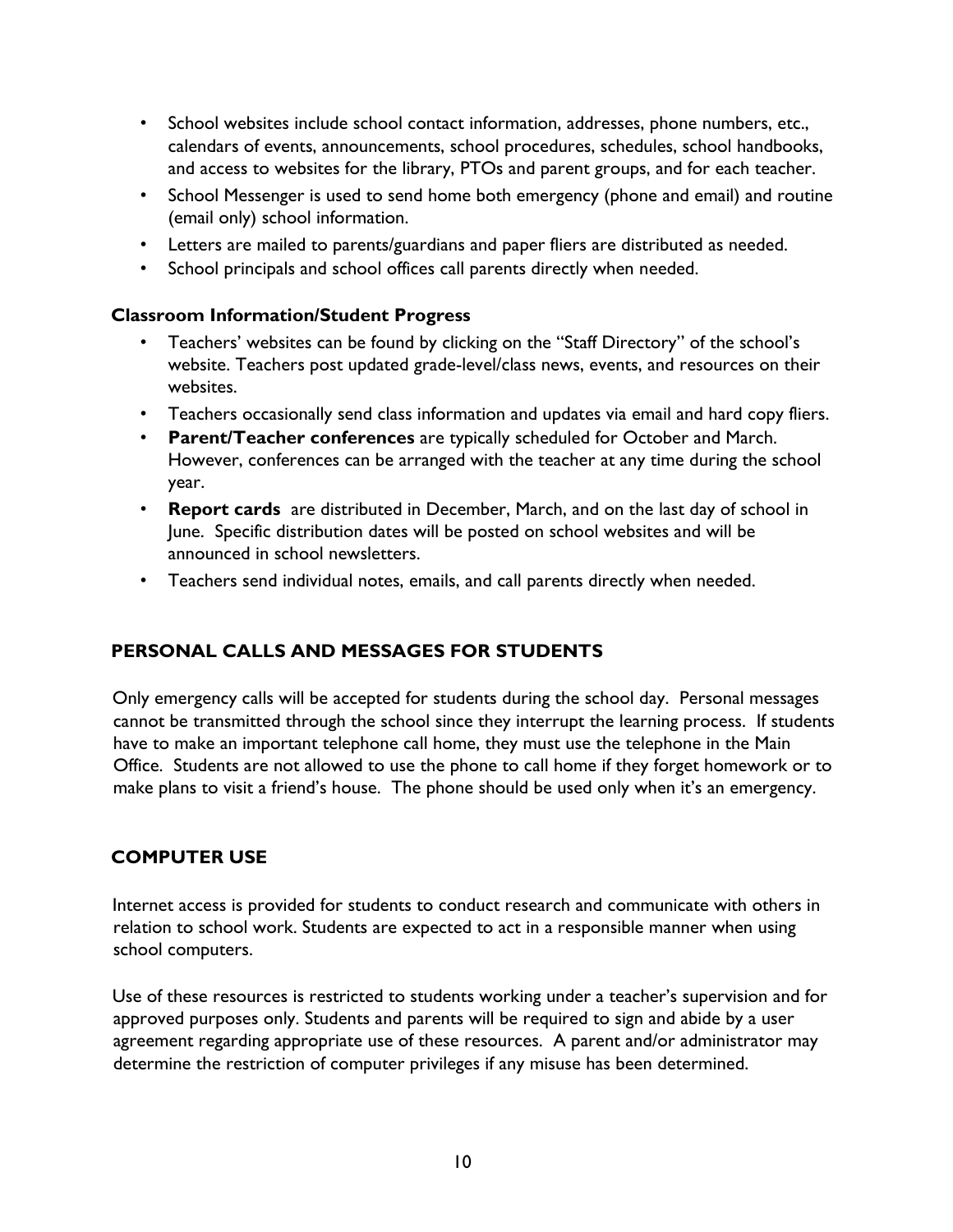- School websites include school contact information, addresses, phone numbers, etc., calendars of events, announcements, school procedures, schedules, school handbooks, and access to websites for the library, PTOs and parent groups, and for each teacher.
- School Messenger is used to send home both emergency (phone and email) and routine (email only) school information.
- Letters are mailed to parents/guardians and paper fliers are distributed as needed.
- School principals and school offices call parents directly when needed.

### Classroom Information/Student Progress

- Teachers' websites can be found by clicking on the "Staff Directory" of the school's website. Teachers post updated grade-level/class news, events, and resources on their websites.
- Teachers occasionally send class information and updates via email and hard copy fliers.
- **Parent/Teacher conferences** are typically scheduled for October and March. However, conferences can be arranged with the teacher at any time during the school year.
- **Report cards** are distributed in December, March, and on the last day of school in June. Specific distribution dates will be posted on school websites and will be announced in school newsletters.
- Teachers send individual notes, emails, and call parents directly when needed.

## PERSONAL CALLS AND MESSAGES FOR STUDENTS

Only emergency calls will be accepted for students during the school day. Personal messages cannot be transmitted through the school since they interrupt the learning process. If students have to make an important telephone call home, they must use the telephone in the Main Office. Students are not allowed to use the phone to call home if they forget homework or to make plans to visit a friend's house. The phone should be used only when it's an emergency.

## COMPUTER USE

Internet access is provided for students to conduct research and communicate with others in relation to school work. Students are expected to act in a responsible manner when using school computers.

Use of these resources is restricted to students working under a teacher's supervision and for approved purposes only. Students and parents will be required to sign and abide by a user agreement regarding appropriate use of these resources. A parent and/or administrator may determine the restriction of computer privileges if any misuse has been determined.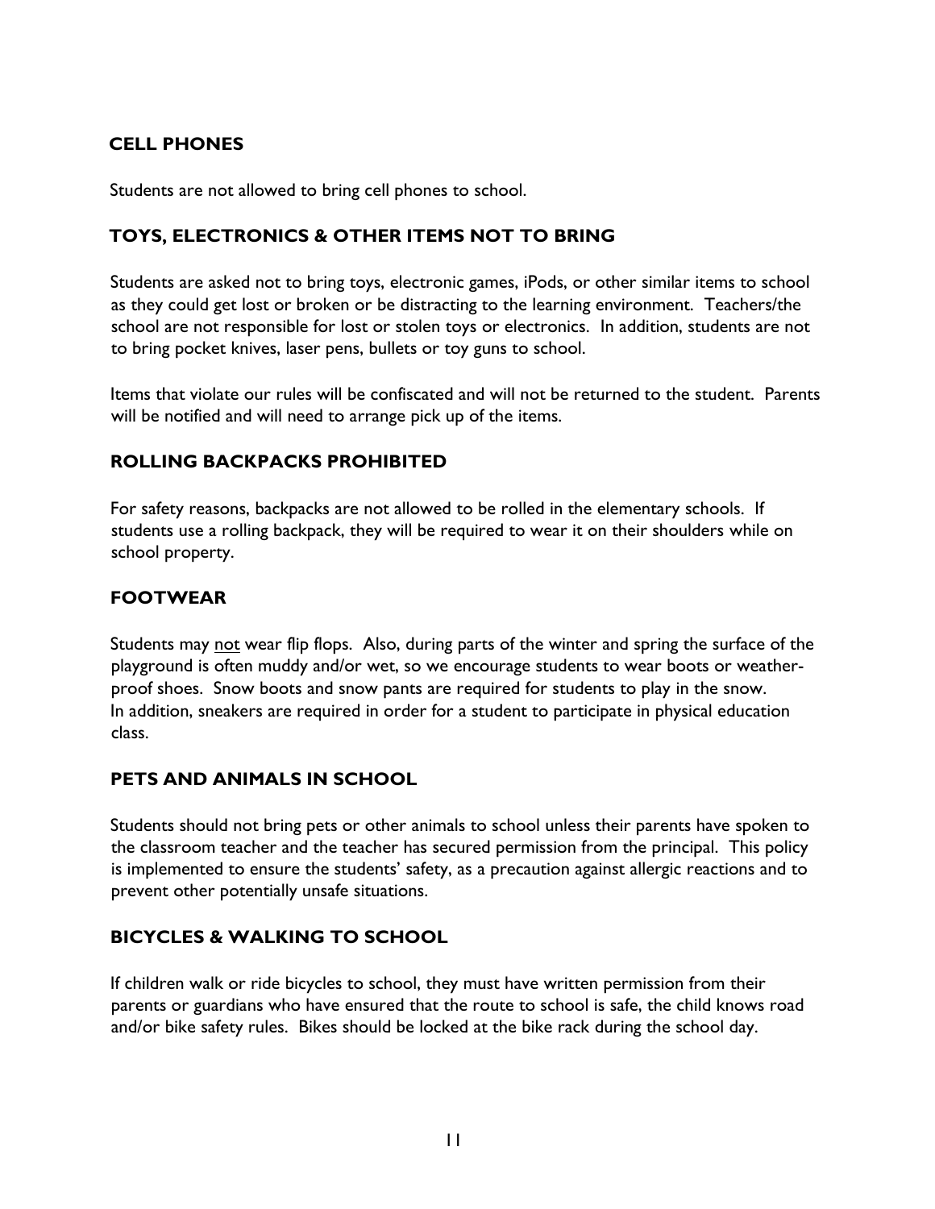## CELL PHONES

Students are not allowed to bring cell phones to school.

## TOYS, ELECTRONICS & OTHER ITEMS NOT TO BRING

Students are asked not to bring toys, electronic games, iPods, or other similar items to school as they could get lost or broken or be distracting to the learning environment. Teachers/the school are not responsible for lost or stolen toys or electronics. In addition, students are not to bring pocket knives, laser pens, bullets or toy guns to school.

Items that violate our rules will be confiscated and will not be returned to the student. Parents will be notified and will need to arrange pick up of the items.

## ROLLING BACKPACKS PROHIBITED

For safety reasons, backpacks are not allowed to be rolled in the elementary schools. If students use a rolling backpack, they will be required to wear it on their shoulders while on school property.

## FOOTWEAR

Students may <u>not</u> wear flip flops. Also, during parts of the winter and spring the surface of the playground is often muddy and/or wet, so we encourage students to wear boots or weather-proof shoes. Snow boots and snow pants are required for students to play in the snow. In addition, sneakers are required in order for a student to participate in physical education class.

## PETS AND ANIMALS IN SCHOOL

Students should not bring pets or other animals to school unless their parents have spoken to the classroom teacher and the teacher has secured permission from the principal. This policy is implemented to ensure the students' safety, as a precaution against allergic reactions and to prevent other potentially unsafe situations.

## BICYCLES & WALKING TO SCHOOL

If children walk or ride bicycles to school, they must have written permission from their parents or guardians who have ensured that the route to school is safe, the child knows road and/or bike safety rules. Bikes should be locked at the bike rack during the school day.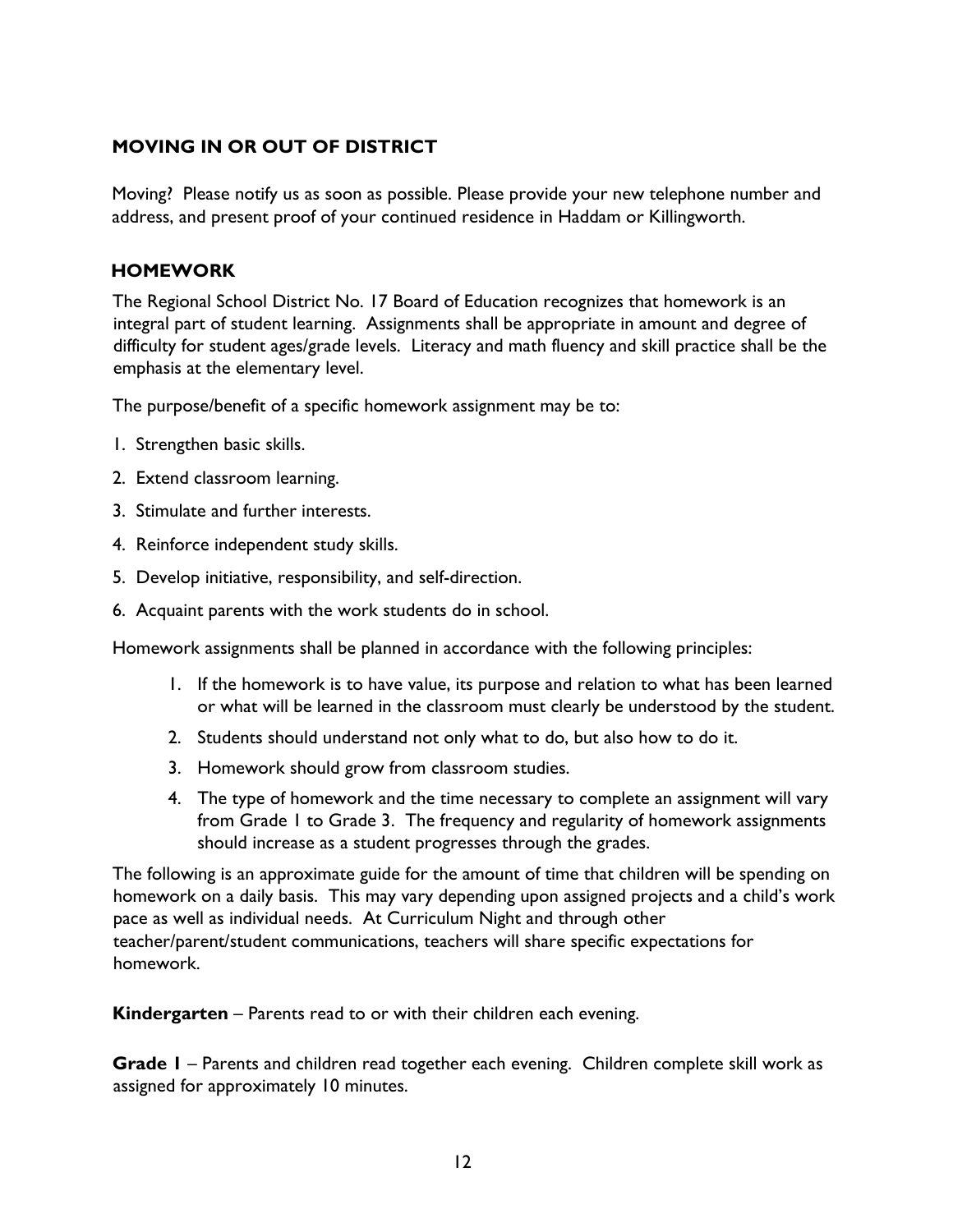## MOVING IN OR OUT OF DISTRICT

Moving? Please notify us as soon as possible. Please provide your new telephone number and address, and present proof of your continued residence in Haddam or Killingworth.

## HOMEWORK

The Regional School District No. 17 Board of Education recognizes that homework is an integral part of student learning. Assignments shall be appropriate in amount and degree of difficulty for student ages/grade levels. Literacy and math fluency and skill practice shall be the emphasis at the elementary level.

The purpose/benefit of a specific homework assignment may be to:

1. Strengthen basic skills.
2. Extend classroom learning.
3. Stimulate and further interests.
4. Reinforce independent study skills.
5. Develop initiative, responsibility, and self-direction.
6. Acquaint parents with the work students do in school.

Homework assignments shall be planned in accordance with the following principles:

1. If the homework is to have value, its purpose and relation to what has been learned or what will be learned in the classroom must clearly be understood by the student.
2. Students should understand not only what to do, but also how to do it.
3. Homework should grow from classroom studies.
4. The type of homework and the time necessary to complete an assignment will vary from Grade 1 to Grade 3. The frequency and regularity of homework assignments should increase as a student progresses through the grades.

The following is an approximate guide for the amount of time that children will be spending on homework on a daily basis. This may vary depending upon assigned projects and a child's work pace as well as individual needs. At Curriculum Night and through other teacher/parent/student communications, teachers will share specific expectations for homework.

**Kindergarten** – Parents read to or with their children each evening.

**Grade 1** – Parents and children read together each evening. Children complete skill work as assigned for approximately 10 minutes.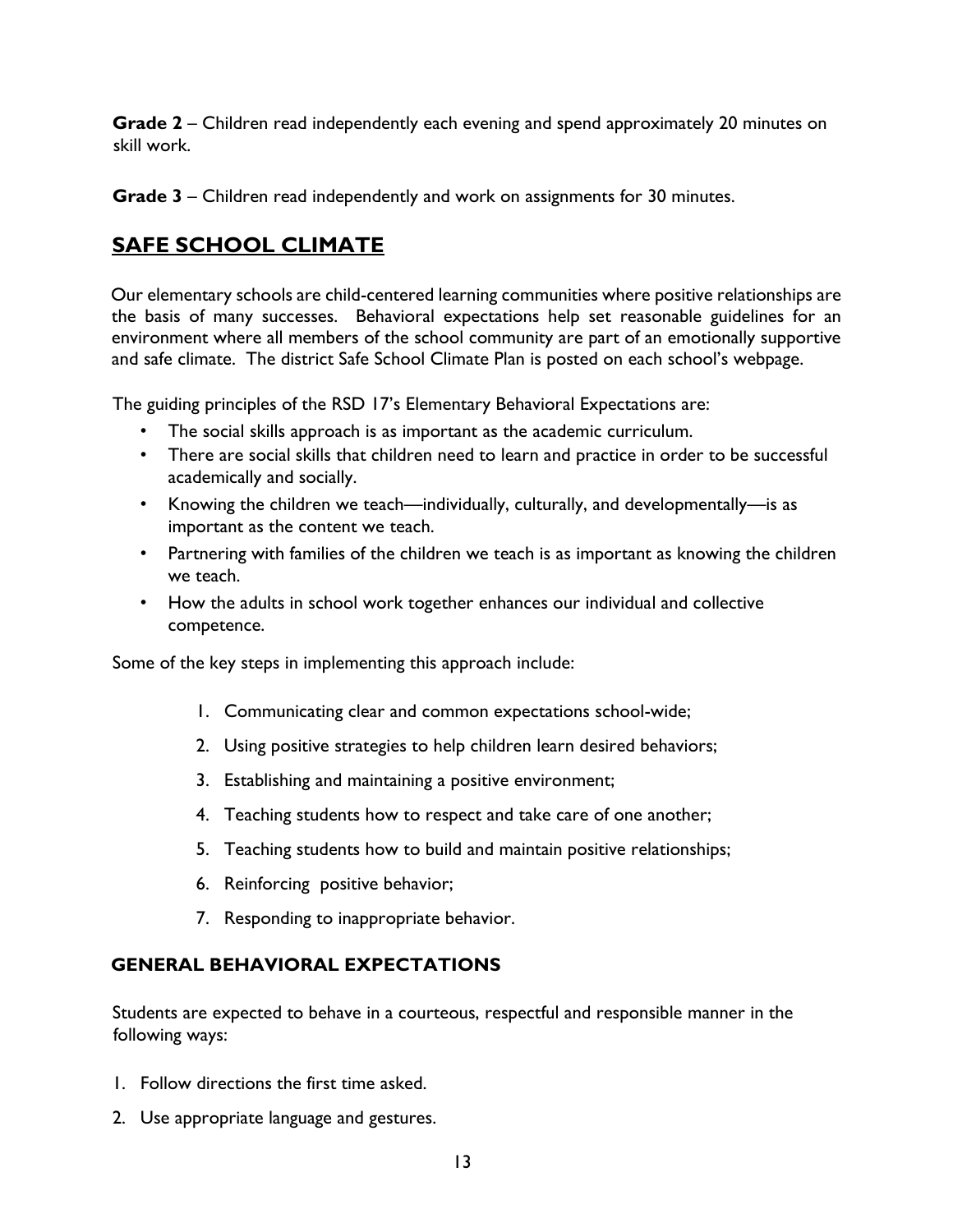**Grade 2** – Children read independently each evening and spend approximately 20 minutes on skill work.

**Grade 3** – Children read independently and work on assignments for 30 minutes.

## SAFE SCHOOL CLIMATE

Our elementary schools are child-centered learning communities where positive relationships are the basis of many successes. Behavioral expectations help set reasonable guidelines for an environment where all members of the school community are part of an emotionally supportive and safe climate. The district Safe School Climate Plan is posted on each school's webpage.

The guiding principles of the RSD 17's Elementary Behavioral Expectations are:

- The social skills approach is as important as the academic curriculum.
- There are social skills that children need to learn and practice in order to be successful academically and socially.
- Knowing the children we teach—individually, culturally, and developmentally—is as important as the content we teach.
- Partnering with families of the children we teach is as important as knowing the children we teach.
- How the adults in school work together enhances our individual and collective competence.

Some of the key steps in implementing this approach include:

1. Communicating clear and common expectations school-wide;
2. Using positive strategies to help children learn desired behaviors;
3. Establishing and maintaining a positive environment;
4. Teaching students how to respect and take care of one another;
5. Teaching students how to build and maintain positive relationships;
6. Reinforcing positive behavior;
7. Responding to inappropriate behavior.

### GENERAL BEHAVIORAL EXPECTATIONS

Students are expected to behave in a courteous, respectful and responsible manner in the following ways:

1. Follow directions the first time asked.
2. Use appropriate language and gestures.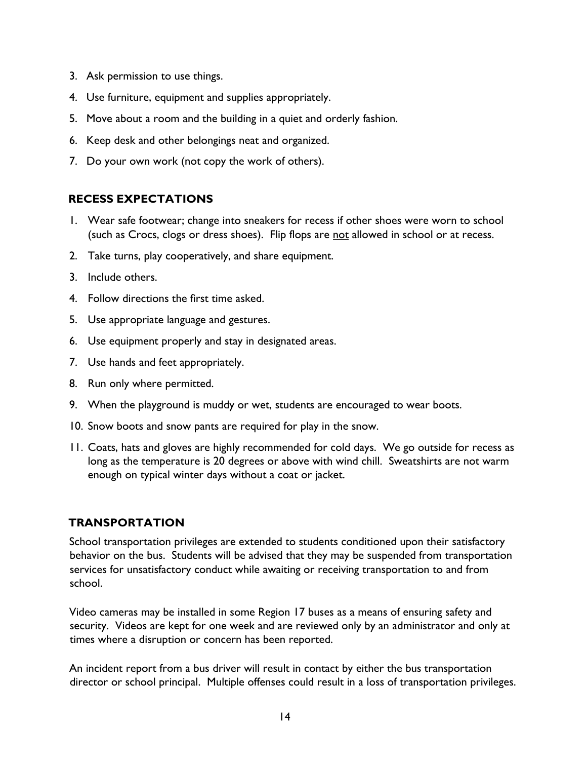3. Ask permission to use things.
4. Use furniture, equipment and supplies appropriately.
5. Move about a room and the building in a quiet and orderly fashion.
6. Keep desk and other belongings neat and organized.
7. Do your own work (not copy the work of others).

## RECESS EXPECTATIONS

1. Wear safe footwear; change into sneakers for recess if other shoes were worn to school (such as Crocs, clogs or dress shoes). Flip flops are <u>not</u> allowed in school or at recess.
2. Take turns, play cooperatively, and share equipment.
3. Include others.
4. Follow directions the first time asked.
5. Use appropriate language and gestures.
6. Use equipment properly and stay in designated areas.
7. Use hands and feet appropriately.
8. Run only where permitted.
9. When the playground is muddy or wet, students are encouraged to wear boots.
10. Snow boots and snow pants are required for play in the snow.
11. Coats, hats and gloves are highly recommended for cold days. We go outside for recess as long as the temperature is 20 degrees or above with wind chill. Sweatshirts are not warm enough on typical winter days without a coat or jacket.

## TRANSPORTATION

School transportation privileges are extended to students conditioned upon their satisfactory behavior on the bus. Students will be advised that they may be suspended from transportation services for unsatisfactory conduct while awaiting or receiving transportation to and from school.

Video cameras may be installed in some Region 17 buses as a means of ensuring safety and security. Videos are kept for one week and are reviewed only by an administrator and only at times where a disruption or concern has been reported.

An incident report from a bus driver will result in contact by either the bus transportation director or school principal. Multiple offenses could result in a loss of transportation privileges.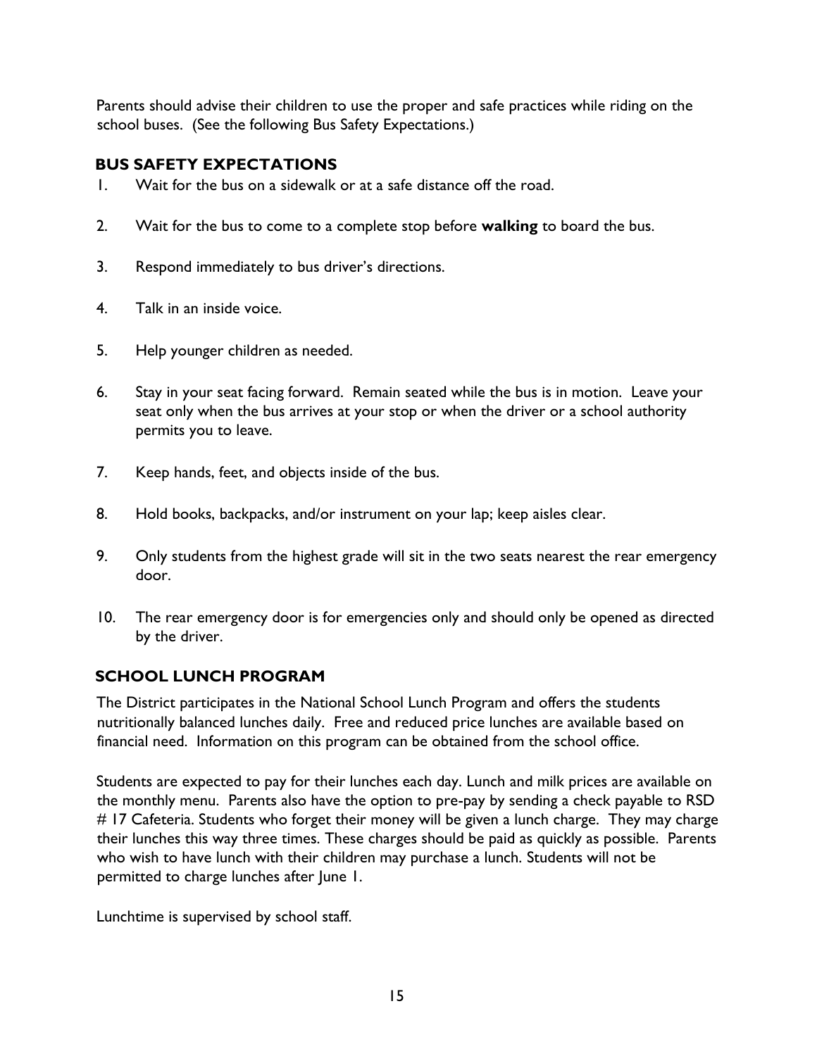Parents should advise their children to use the proper and safe practices while riding on the school buses. (See the following Bus Safety Expectations.)

## BUS SAFETY EXPECTATIONS

1. Wait for the bus on a sidewalk or at a safe distance off the road.
2. Wait for the bus to come to a complete stop before **walking** to board the bus.
3. Respond immediately to bus driver's directions.
4. Talk in an inside voice.
5. Help younger children as needed.
6. Stay in your seat facing forward. Remain seated while the bus is in motion. Leave your seat only when the bus arrives at your stop or when the driver or a school authority permits you to leave.
7. Keep hands, feet, and objects inside of the bus.
8. Hold books, backpacks, and/or instrument on your lap; keep aisles clear.
9. Only students from the highest grade will sit in the two seats nearest the rear emergency door.
10. The rear emergency door is for emergencies only and should only be opened as directed by the driver.

## SCHOOL LUNCH PROGRAM

The District participates in the National School Lunch Program and offers the students nutritionally balanced lunches daily. Free and reduced price lunches are available based on financial need. Information on this program can be obtained from the school office.

Students are expected to pay for their lunches each day. Lunch and milk prices are available on the monthly menu. Parents also have the option to pre-pay by sending a check payable to RSD # 17 Cafeteria. Students who forget their money will be given a lunch charge. They may charge their lunches this way three times. These charges should be paid as quickly as possible. Parents who wish to have lunch with their children may purchase a lunch. Students will not be permitted to charge lunches after June 1.

Lunchtime is supervised by school staff.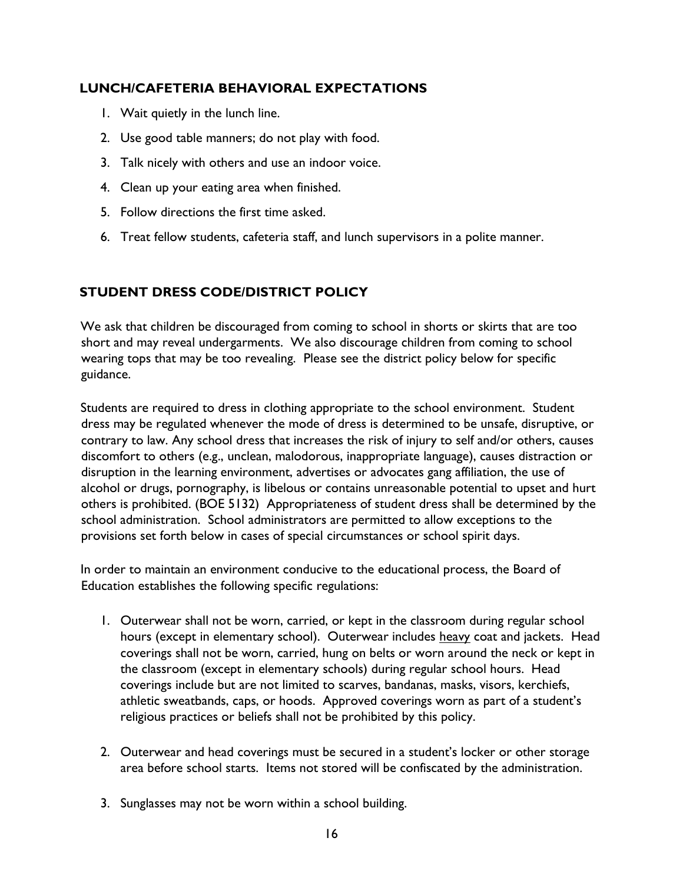## LUNCH/CAFETERIA BEHAVIORAL EXPECTATIONS

1. Wait quietly in the lunch line.
2. Use good table manners; do not play with food.
3. Talk nicely with others and use an indoor voice.
4. Clean up your eating area when finished.
5. Follow directions the first time asked.
6. Treat fellow students, cafeteria staff, and lunch supervisors in a polite manner.

## STUDENT DRESS CODE/DISTRICT POLICY

We ask that children be discouraged from coming to school in shorts or skirts that are too short and may reveal undergarments. We also discourage children from coming to school wearing tops that may be too revealing. Please see the district policy below for specific guidance.

Students are required to dress in clothing appropriate to the school environment. Student dress may be regulated whenever the mode of dress is determined to be unsafe, disruptive, or contrary to law. Any school dress that increases the risk of injury to self and/or others, causes discomfort to others (e.g., unclean, malodorous, inappropriate language), causes distraction or disruption in the learning environment, advertises or advocates gang affiliation, the use of alcohol or drugs, pornography, is libelous or contains unreasonable potential to upset and hurt others is prohibited. (BOE 5132) Appropriateness of student dress shall be determined by the school administration. School administrators are permitted to allow exceptions to the provisions set forth below in cases of special circumstances or school spirit days.

In order to maintain an environment conducive to the educational process, the Board of Education establishes the following specific regulations:

1. Outerwear shall not be worn, carried, or kept in the classroom during regular school hours (except in elementary school). Outerwear includes <u>heavy</u> coat and jackets. Head coverings shall not be worn, carried, hung on belts or worn around the neck or kept in the classroom (except in elementary schools) during regular school hours. Head coverings include but are not limited to scarves, bandanas, masks, visors, kerchiefs, athletic sweatbands, caps, or hoods. Approved coverings worn as part of a student's religious practices or beliefs shall not be prohibited by this policy.

2. Outerwear and head coverings must be secured in a student's locker or other storage area before school starts. Items not stored will be confiscated by the administration.

3. Sunglasses may not be worn within a school building.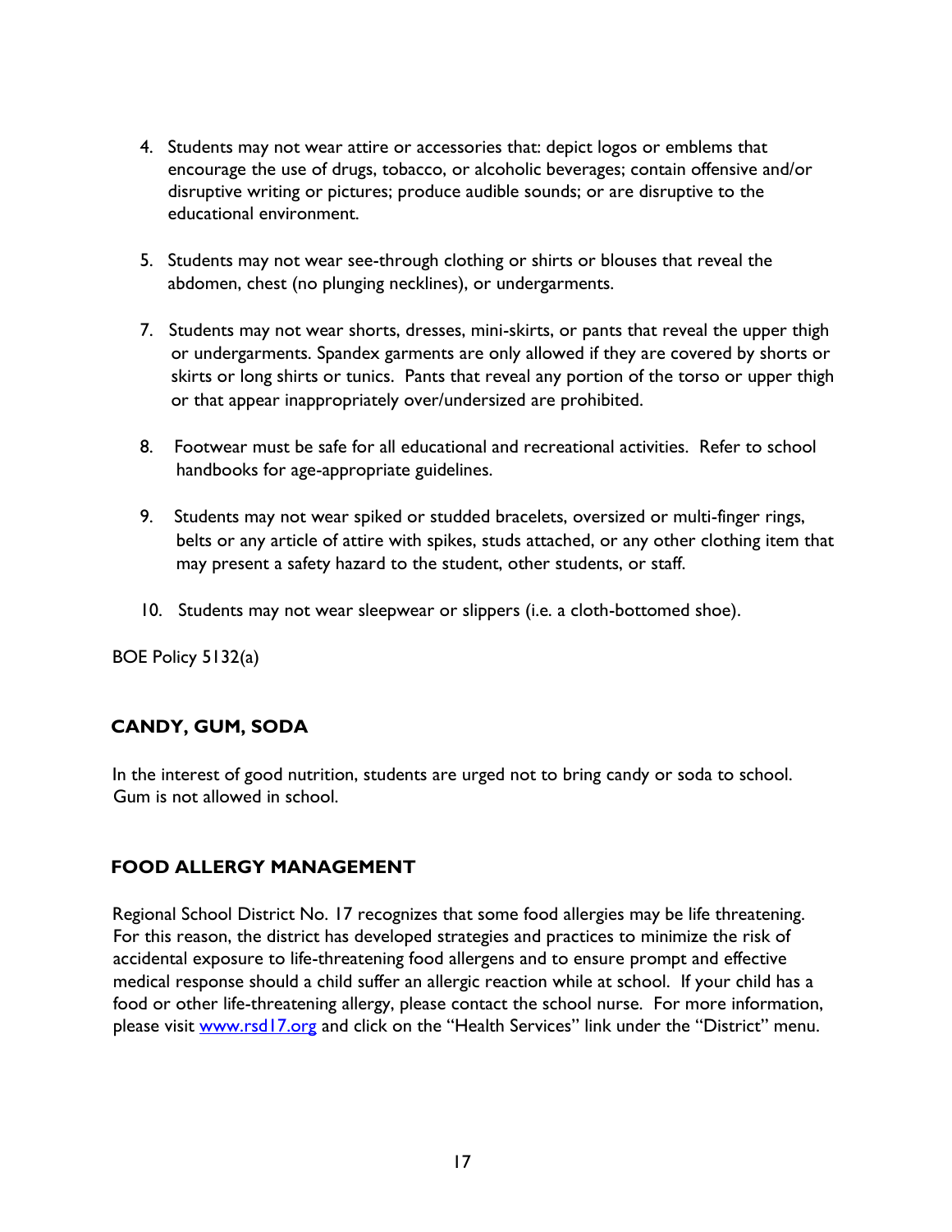4. Students may not wear attire or accessories that: depict logos or emblems that encourage the use of drugs, tobacco, or alcoholic beverages; contain offensive and/or disruptive writing or pictures; produce audible sounds; or are disruptive to the educational environment.

5. Students may not wear see-through clothing or shirts or blouses that reveal the abdomen, chest (no plunging necklines), or undergarments.

7. Students may not wear shorts, dresses, mini-skirts, or pants that reveal the upper thigh or undergarments. Spandex garments are only allowed if they are covered by shorts or skirts or long shirts or tunics. Pants that reveal any portion of the torso or upper thigh or that appear inappropriately over/undersized are prohibited.

8. Footwear must be safe for all educational and recreational activities. Refer to school handbooks for age-appropriate guidelines.

9. Students may not wear spiked or studded bracelets, oversized or multi-finger rings, belts or any article of attire with spikes, studs attached, or any other clothing item that may present a safety hazard to the student, other students, or staff.

10. Students may not wear sleepwear or slippers (i.e. a cloth-bottomed shoe).

BOE Policy 5132(a)

## CANDY, GUM, SODA

In the interest of good nutrition, students are urged not to bring candy or soda to school. Gum is not allowed in school.

## FOOD ALLERGY MANAGEMENT

Regional School District No. 17 recognizes that some food allergies may be life threatening. For this reason, the district has developed strategies and practices to minimize the risk of accidental exposure to life-threatening food allergens and to ensure prompt and effective medical response should a child suffer an allergic reaction while at school. If your child has a food or other life-threatening allergy, please contact the school nurse. For more information, please visit [www.rsd17.org](http://www.rsd17.org) and click on the "Health Services" link under the "District" menu.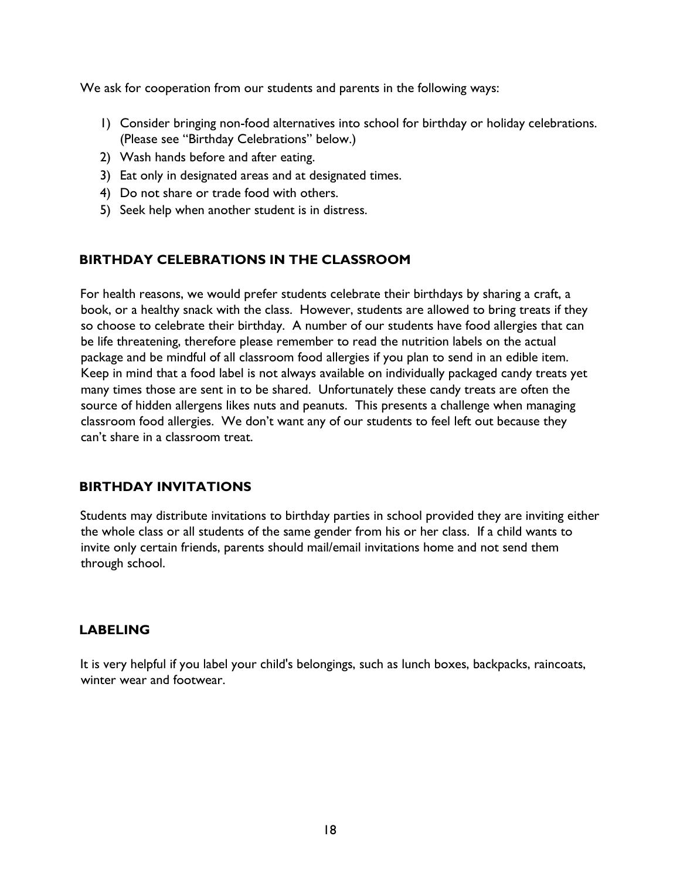We ask for cooperation from our students and parents in the following ways:

1) Consider bringing non-food alternatives into school for birthday or holiday celebrations. (Please see "Birthday Celebrations" below.)
2) Wash hands before and after eating.
3) Eat only in designated areas and at designated times.
4) Do not share or trade food with others.
5) Seek help when another student is in distress.

## BIRTHDAY CELEBRATIONS IN THE CLASSROOM

For health reasons, we would prefer students celebrate their birthdays by sharing a craft, a book, or a healthy snack with the class. However, students are allowed to bring treats if they so choose to celebrate their birthday. A number of our students have food allergies that can be life threatening, therefore please remember to read the nutrition labels on the actual package and be mindful of all classroom food allergies if you plan to send in an edible item. Keep in mind that a food label is not always available on individually packaged candy treats yet many times those are sent in to be shared. Unfortunately these candy treats are often the source of hidden allergens likes nuts and peanuts. This presents a challenge when managing classroom food allergies. We don't want any of our students to feel left out because they can't share in a classroom treat.

## BIRTHDAY INVITATIONS

Students may distribute invitations to birthday parties in school provided they are inviting either the whole class or all students of the same gender from his or her class. If a child wants to invite only certain friends, parents should mail/email invitations home and not send them through school.

## LABELING

It is very helpful if you label your child's belongings, such as lunch boxes, backpacks, raincoats, winter wear and footwear.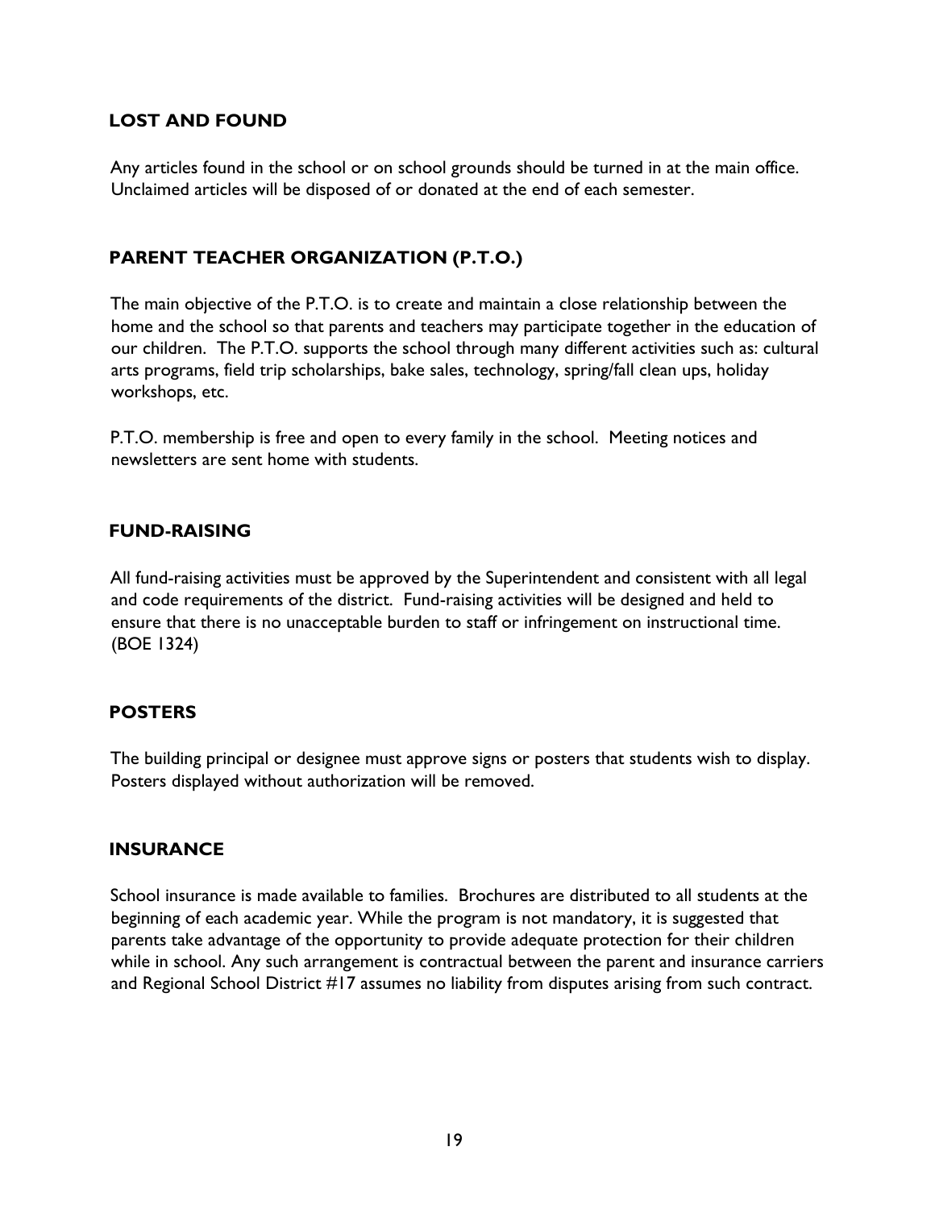## LOST AND FOUND

Any articles found in the school or on school grounds should be turned in at the main office. Unclaimed articles will be disposed of or donated at the end of each semester.

## PARENT TEACHER ORGANIZATION (P.T.O.)

The main objective of the P.T.O. is to create and maintain a close relationship between the home and the school so that parents and teachers may participate together in the education of our children. The P.T.O. supports the school through many different activities such as: cultural arts programs, field trip scholarships, bake sales, technology, spring/fall clean ups, holiday workshops, etc.

P.T.O. membership is free and open to every family in the school. Meeting notices and newsletters are sent home with students.

## FUND-RAISING

All fund-raising activities must be approved by the Superintendent and consistent with all legal and code requirements of the district. Fund-raising activities will be designed and held to ensure that there is no unacceptable burden to staff or infringement on instructional time. (BOE 1324)

## POSTERS

The building principal or designee must approve signs or posters that students wish to display. Posters displayed without authorization will be removed.

## INSURANCE

School insurance is made available to families. Brochures are distributed to all students at the beginning of each academic year. While the program is not mandatory, it is suggested that parents take advantage of the opportunity to provide adequate protection for their children while in school. Any such arrangement is contractual between the parent and insurance carriers and Regional School District #17 assumes no liability from disputes arising from such contract.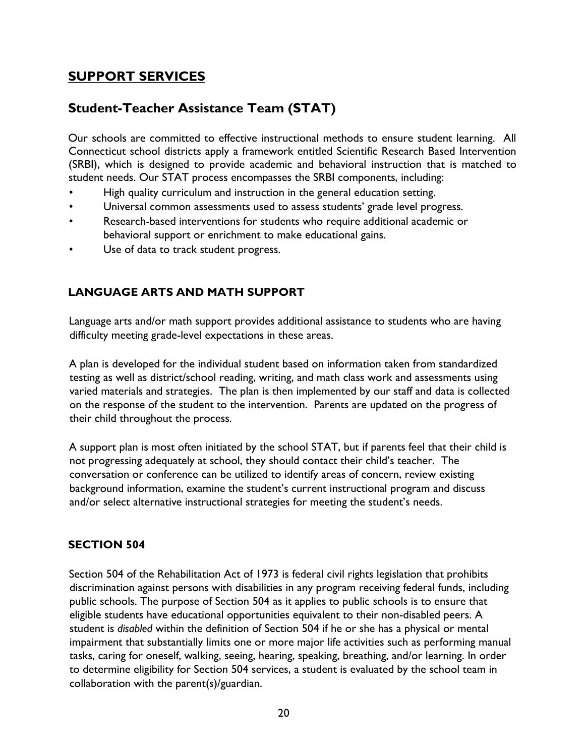## SUPPORT SERVICES

### Student-Teacher Assistance Team (STAT)

Our schools are committed to effective instructional methods to ensure student learning. All Connecticut school districts apply a framework entitled Scientific Research Based Intervention (SRBI), which is designed to provide academic and behavioral instruction that is matched to student needs. Our STAT process encompasses the SRBI components, including:

- High quality curriculum and instruction in the general education setting.
- Universal common assessments used to assess students' grade level progress.
- Research-based interventions for students who require additional academic or behavioral support or enrichment to make educational gains.
- Use of data to track student progress.

#### LANGUAGE ARTS AND MATH SUPPORT

Language arts and/or math support provides additional assistance to students who are having difficulty meeting grade-level expectations in these areas.

A plan is developed for the individual student based on information taken from standardized testing as well as district/school reading, writing, and math class work and assessments using varied materials and strategies. The plan is then implemented by our staff and data is collected on the response of the student to the intervention. Parents are updated on the progress of their child throughout the process.

A support plan is most often initiated by the school STAT, but if parents feel that their child is not progressing adequately at school, they should contact their child's teacher. The conversation or conference can be utilized to identify areas of concern, review existing background information, examine the student's current instructional program and discuss and/or select alternative instructional strategies for meeting the student's needs.

#### SECTION 504

Section 504 of the Rehabilitation Act of 1973 is federal civil rights legislation that prohibits discrimination against persons with disabilities in any program receiving federal funds, including public schools. The purpose of Section 504 as it applies to public schools is to ensure that eligible students have educational opportunities equivalent to their non-disabled peers. A student is *disabled* within the definition of Section 504 if he or she has a physical or mental impairment that substantially limits one or more major life activities such as performing manual tasks, caring for oneself, walking, seeing, hearing, speaking, breathing, and/or learning. In order to determine eligibility for Section 504 services, a student is evaluated by the school team in collaboration with the parent(s)/guardian.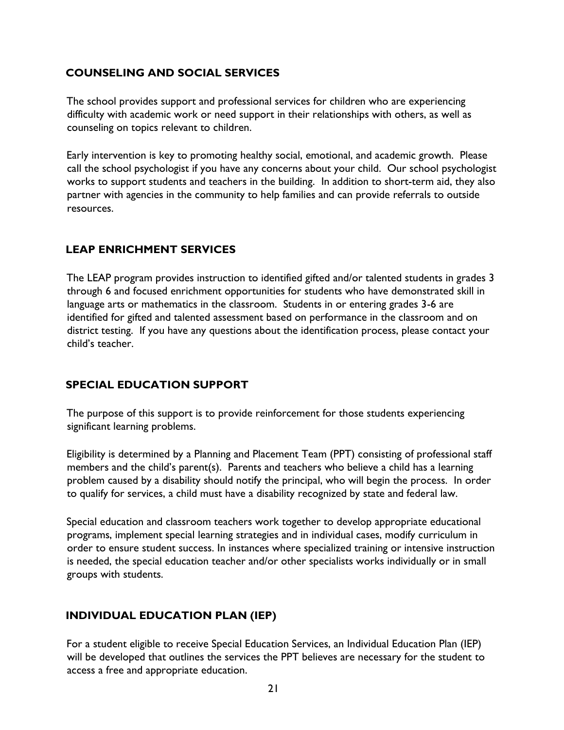## COUNSELING AND SOCIAL SERVICES

The school provides support and professional services for children who are experiencing difficulty with academic work or need support in their relationships with others, as well as counseling on topics relevant to children.

Early intervention is key to promoting healthy social, emotional, and academic growth. Please call the school psychologist if you have any concerns about your child. Our school psychologist works to support students and teachers in the building. In addition to short-term aid, they also partner with agencies in the community to help families and can provide referrals to outside resources.

## LEAP ENRICHMENT SERVICES

The LEAP program provides instruction to identified gifted and/or talented students in grades 3 through 6 and focused enrichment opportunities for students who have demonstrated skill in language arts or mathematics in the classroom. Students in or entering grades 3-6 are identified for gifted and talented assessment based on performance in the classroom and on district testing. If you have any questions about the identification process, please contact your child's teacher.

## SPECIAL EDUCATION SUPPORT

The purpose of this support is to provide reinforcement for those students experiencing significant learning problems.

Eligibility is determined by a Planning and Placement Team (PPT) consisting of professional staff members and the child's parent(s). Parents and teachers who believe a child has a learning problem caused by a disability should notify the principal, who will begin the process. In order to qualify for services, a child must have a disability recognized by state and federal law.

Special education and classroom teachers work together to develop appropriate educational programs, implement special learning strategies and in individual cases, modify curriculum in order to ensure student success. In instances where specialized training or intensive instruction is needed, the special education teacher and/or other specialists works individually or in small groups with students.

## INDIVIDUAL EDUCATION PLAN (IEP)

For a student eligible to receive Special Education Services, an Individual Education Plan (IEP) will be developed that outlines the services the PPT believes are necessary for the student to access a free and appropriate education.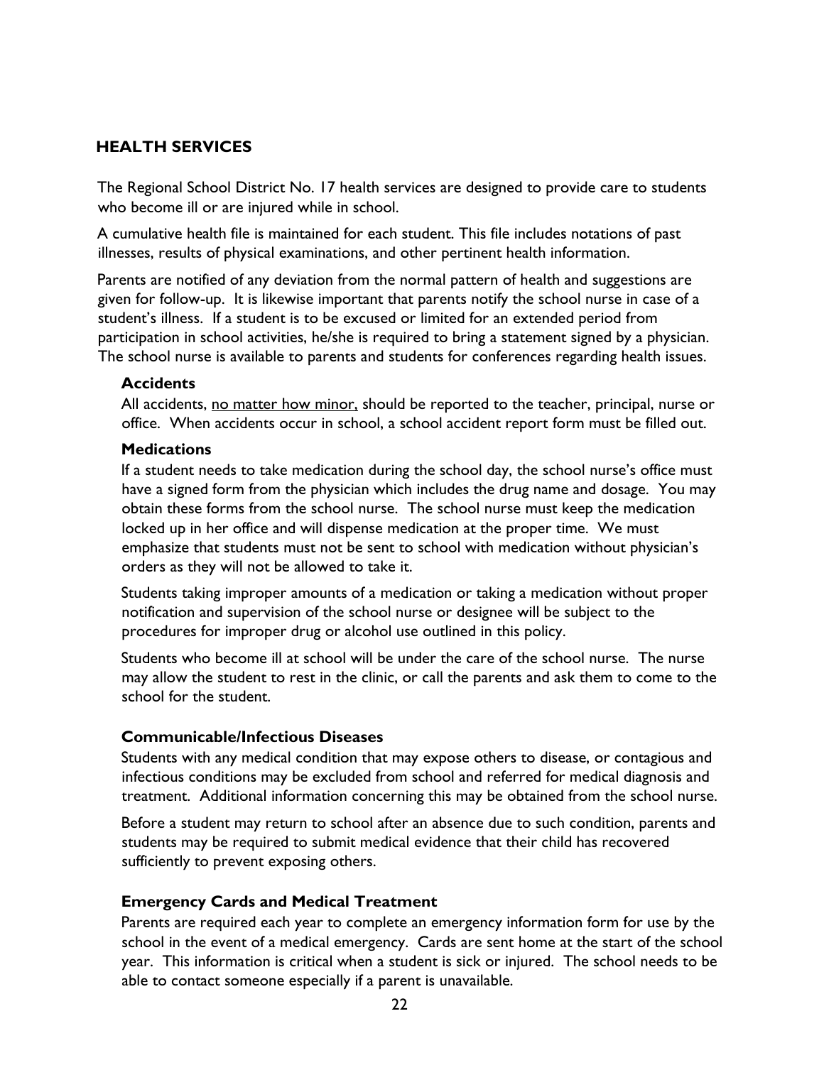## HEALTH SERVICES

The Regional School District No. 17 health services are designed to provide care to students who become ill or are injured while in school.

A cumulative health file is maintained for each student. This file includes notations of past illnesses, results of physical examinations, and other pertinent health information.

Parents are notified of any deviation from the normal pattern of health and suggestions are given for follow-up. It is likewise important that parents notify the school nurse in case of a student's illness. If a student is to be excused or limited for an extended period from participation in school activities, he/she is required to bring a statement signed by a physician. The school nurse is available to parents and students for conferences regarding health issues.

### Accidents

All accidents, <u>no matter how minor,</u> should be reported to the teacher, principal, nurse or office. When accidents occur in school, a school accident report form must be filled out.

### Medications

If a student needs to take medication during the school day, the school nurse's office must have a signed form from the physician which includes the drug name and dosage. You may obtain these forms from the school nurse. The school nurse must keep the medication locked up in her office and will dispense medication at the proper time. We must emphasize that students must not be sent to school with medication without physician's orders as they will not be allowed to take it.

Students taking improper amounts of a medication or taking a medication without proper notification and supervision of the school nurse or designee will be subject to the procedures for improper drug or alcohol use outlined in this policy.

Students who become ill at school will be under the care of the school nurse. The nurse may allow the student to rest in the clinic, or call the parents and ask them to come to the school for the student.

### Communicable/Infectious Diseases

Students with any medical condition that may expose others to disease, or contagious and infectious conditions may be excluded from school and referred for medical diagnosis and treatment. Additional information concerning this may be obtained from the school nurse.

Before a student may return to school after an absence due to such condition, parents and students may be required to submit medical evidence that their child has recovered sufficiently to prevent exposing others.

### Emergency Cards and Medical Treatment

Parents are required each year to complete an emergency information form for use by the school in the event of a medical emergency. Cards are sent home at the start of the school year. This information is critical when a student is sick or injured. The school needs to be able to contact someone especially if a parent is unavailable.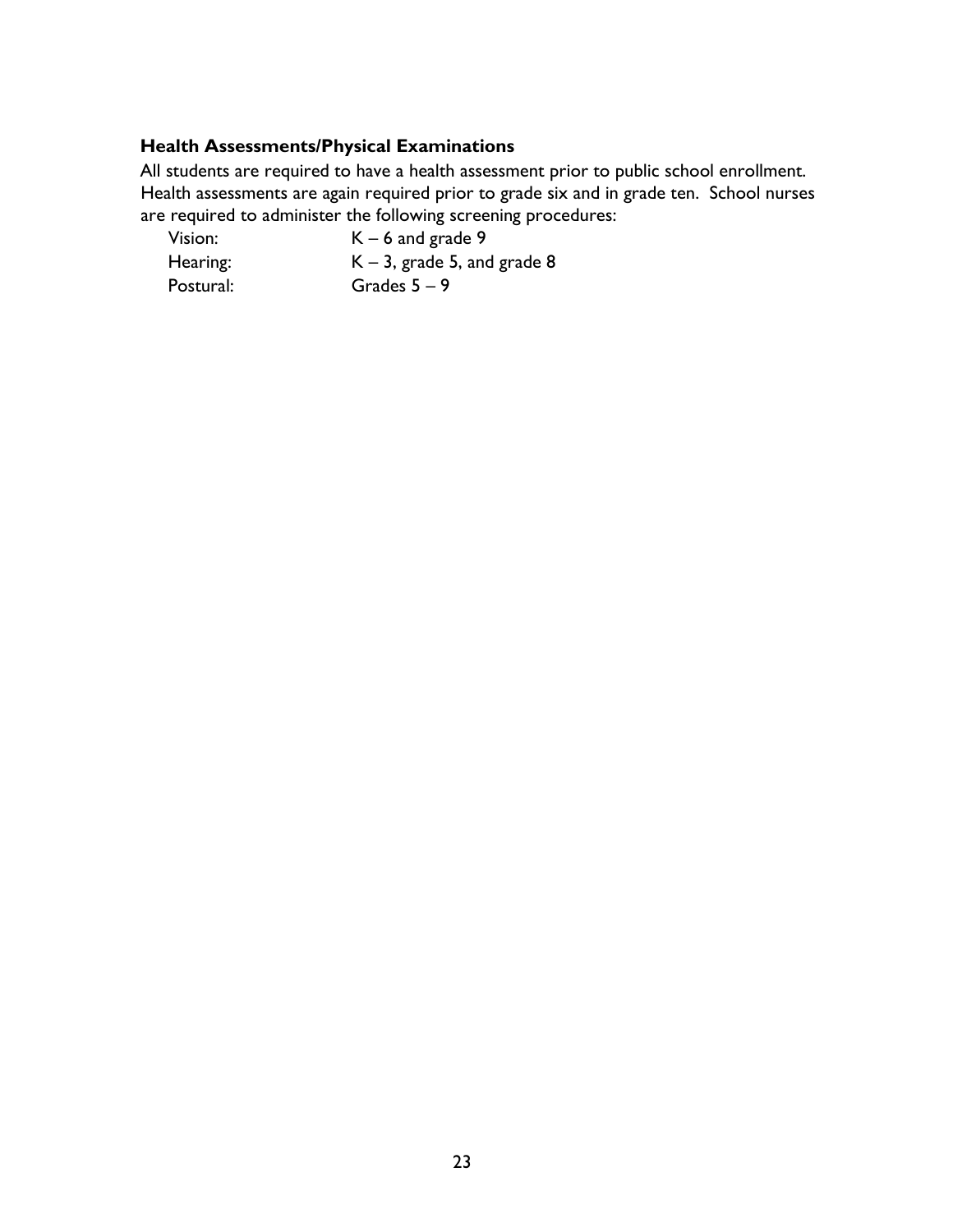### Health Assessments/Physical Examinations

All students are required to have a health assessment prior to public school enrollment. Health assessments are again required prior to grade six and in grade ten. School nurses are required to administer the following screening procedures:

| | |
|---|---|
| Vision: | K – 6 and grade 9 |
| Hearing: | K – 3, grade 5, and grade 8 |
| Postural: | Grades 5 – 9 |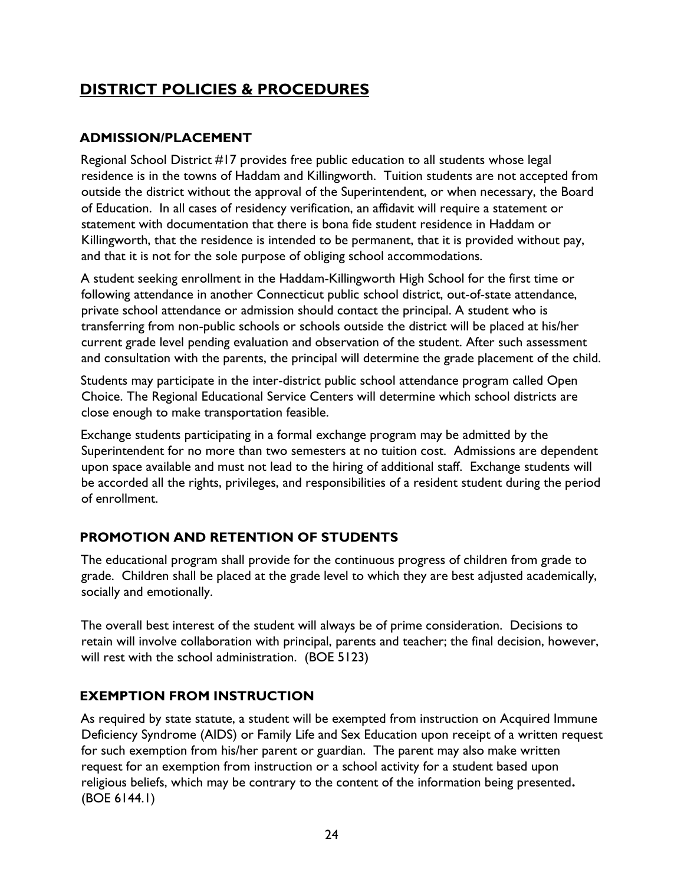# DISTRICT POLICIES & PROCEDURES

## ADMISSION/PLACEMENT

Regional School District #17 provides free public education to all students whose legal residence is in the towns of Haddam and Killingworth. Tuition students are not accepted from outside the district without the approval of the Superintendent, or when necessary, the Board of Education. In all cases of residency verification, an affidavit will require a statement or statement with documentation that there is bona fide student residence in Haddam or Killingworth, that the residence is intended to be permanent, that it is provided without pay, and that it is not for the sole purpose of obliging school accommodations.

A student seeking enrollment in the Haddam-Killingworth High School for the first time or following attendance in another Connecticut public school district, out-of-state attendance, private school attendance or admission should contact the principal. A student who is transferring from non-public schools or schools outside the district will be placed at his/her current grade level pending evaluation and observation of the student. After such assessment and consultation with the parents, the principal will determine the grade placement of the child.

Students may participate in the inter-district public school attendance program called Open Choice. The Regional Educational Service Centers will determine which school districts are close enough to make transportation feasible.

Exchange students participating in a formal exchange program may be admitted by the Superintendent for no more than two semesters at no tuition cost. Admissions are dependent upon space available and must not lead to the hiring of additional staff. Exchange students will be accorded all the rights, privileges, and responsibilities of a resident student during the period of enrollment.

## PROMOTION AND RETENTION OF STUDENTS

The educational program shall provide for the continuous progress of children from grade to grade. Children shall be placed at the grade level to which they are best adjusted academically, socially and emotionally.

The overall best interest of the student will always be of prime consideration. Decisions to retain will involve collaboration with principal, parents and teacher; the final decision, however, will rest with the school administration. (BOE 5123)

## EXEMPTION FROM INSTRUCTION

As required by state statute, a student will be exempted from instruction on Acquired Immune Deficiency Syndrome (AIDS) or Family Life and Sex Education upon receipt of a written request for such exemption from his/her parent or guardian. The parent may also make written request for an exemption from instruction or a school activity for a student based upon religious beliefs, which may be contrary to the content of the information being presented. (BOE 6144.1)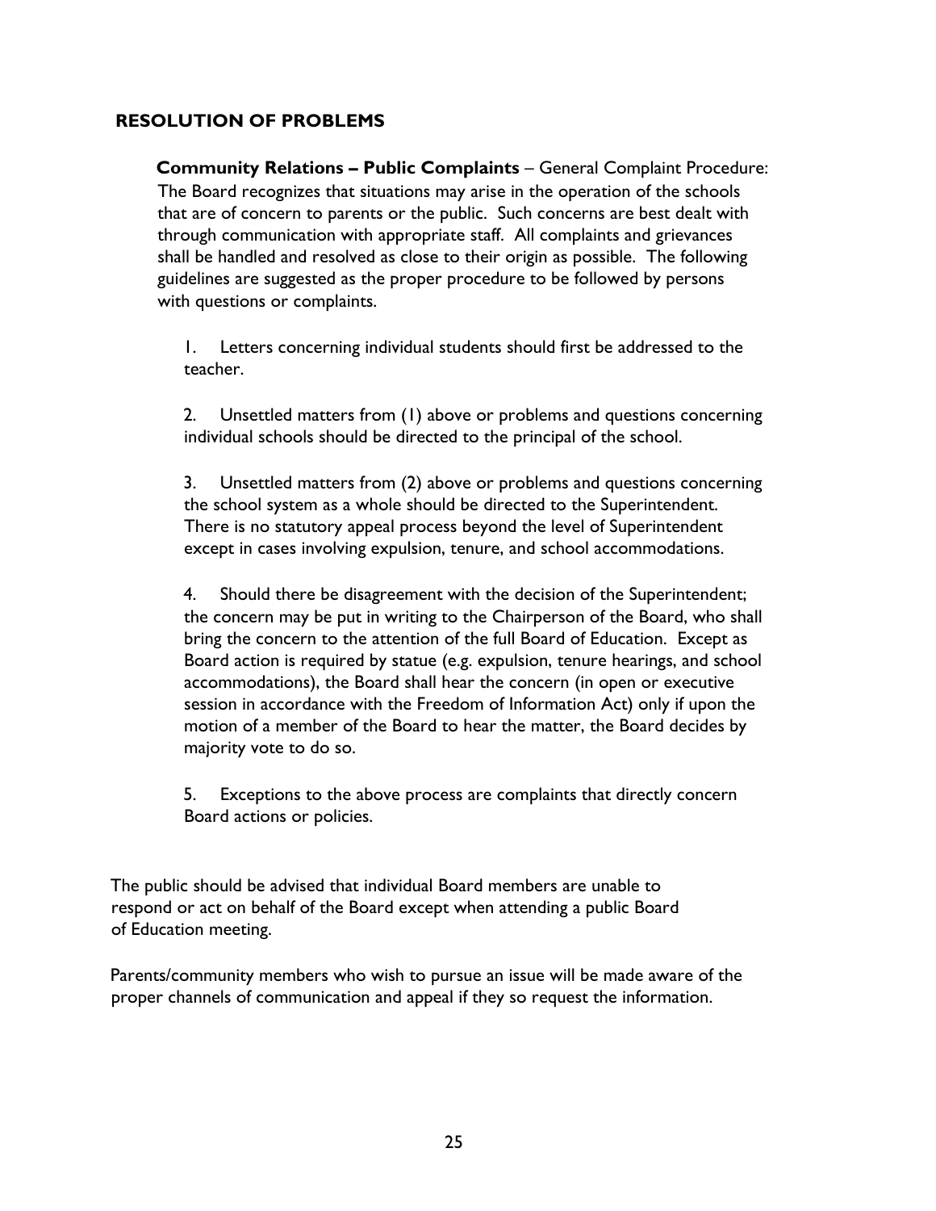## RESOLUTION OF PROBLEMS

**Community Relations – Public Complaints** – General Complaint Procedure: The Board recognizes that situations may arise in the operation of the schools that are of concern to parents or the public. Such concerns are best dealt with through communication with appropriate staff. All complaints and grievances shall be handled and resolved as close to their origin as possible. The following guidelines are suggested as the proper procedure to be followed by persons with questions or complaints.

1. Letters concerning individual students should first be addressed to the teacher.

2. Unsettled matters from (1) above or problems and questions concerning individual schools should be directed to the principal of the school.

3. Unsettled matters from (2) above or problems and questions concerning the school system as a whole should be directed to the Superintendent. There is no statutory appeal process beyond the level of Superintendent except in cases involving expulsion, tenure, and school accommodations.

4. Should there be disagreement with the decision of the Superintendent; the concern may be put in writing to the Chairperson of the Board, who shall bring the concern to the attention of the full Board of Education. Except as Board action is required by statue (e.g. expulsion, tenure hearings, and school accommodations), the Board shall hear the concern (in open or executive session in accordance with the Freedom of Information Act) only if upon the motion of a member of the Board to hear the matter, the Board decides by majority vote to do so.

5. Exceptions to the above process are complaints that directly concern Board actions or policies.

The public should be advised that individual Board members are unable to respond or act on behalf of the Board except when attending a public Board of Education meeting.

Parents/community members who wish to pursue an issue will be made aware of the proper channels of communication and appeal if they so request the information.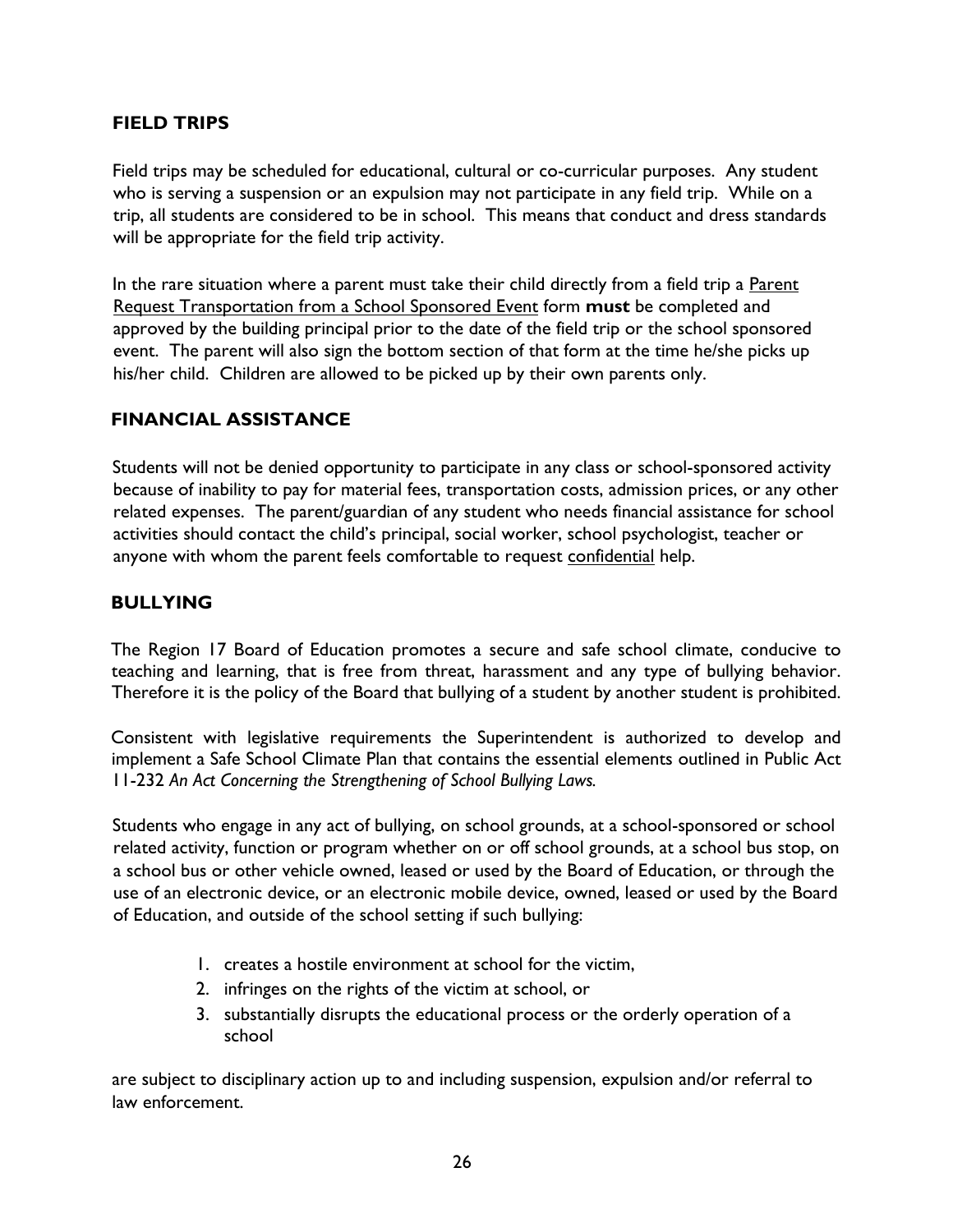## FIELD TRIPS

Field trips may be scheduled for educational, cultural or co-curricular purposes. Any student who is serving a suspension or an expulsion may not participate in any field trip. While on a trip, all students are considered to be in school. This means that conduct and dress standards will be appropriate for the field trip activity.

In the rare situation where a parent must take their child directly from a field trip a <u>Parent Request Transportation from a School Sponsored Event</u> form **must** be completed and approved by the building principal prior to the date of the field trip or the school sponsored event. The parent will also sign the bottom section of that form at the time he/she picks up his/her child. Children are allowed to be picked up by their own parents only.

## FINANCIAL ASSISTANCE

Students will not be denied opportunity to participate in any class or school-sponsored activity because of inability to pay for material fees, transportation costs, admission prices, or any other related expenses. The parent/guardian of any student who needs financial assistance for school activities should contact the child's principal, social worker, school psychologist, teacher or anyone with whom the parent feels comfortable to request <u>confidential</u> help.

## BULLYING

The Region 17 Board of Education promotes a secure and safe school climate, conducive to teaching and learning, that is free from threat, harassment and any type of bullying behavior. Therefore it is the policy of the Board that bullying of a student by another student is prohibited.

Consistent with legislative requirements the Superintendent is authorized to develop and implement a Safe School Climate Plan that contains the essential elements outlined in Public Act 11-232 *An Act Concerning the Strengthening of School Bullying Laws.*

Students who engage in any act of bullying, on school grounds, at a school-sponsored or school related activity, function or program whether on or off school grounds, at a school bus stop, on a school bus or other vehicle owned, leased or used by the Board of Education, or through the use of an electronic device, or an electronic mobile device, owned, leased or used by the Board of Education, and outside of the school setting if such bullying:

1. creates a hostile environment at school for the victim,
2. infringes on the rights of the victim at school, or
3. substantially disrupts the educational process or the orderly operation of a school

are subject to disciplinary action up to and including suspension, expulsion and/or referral to law enforcement.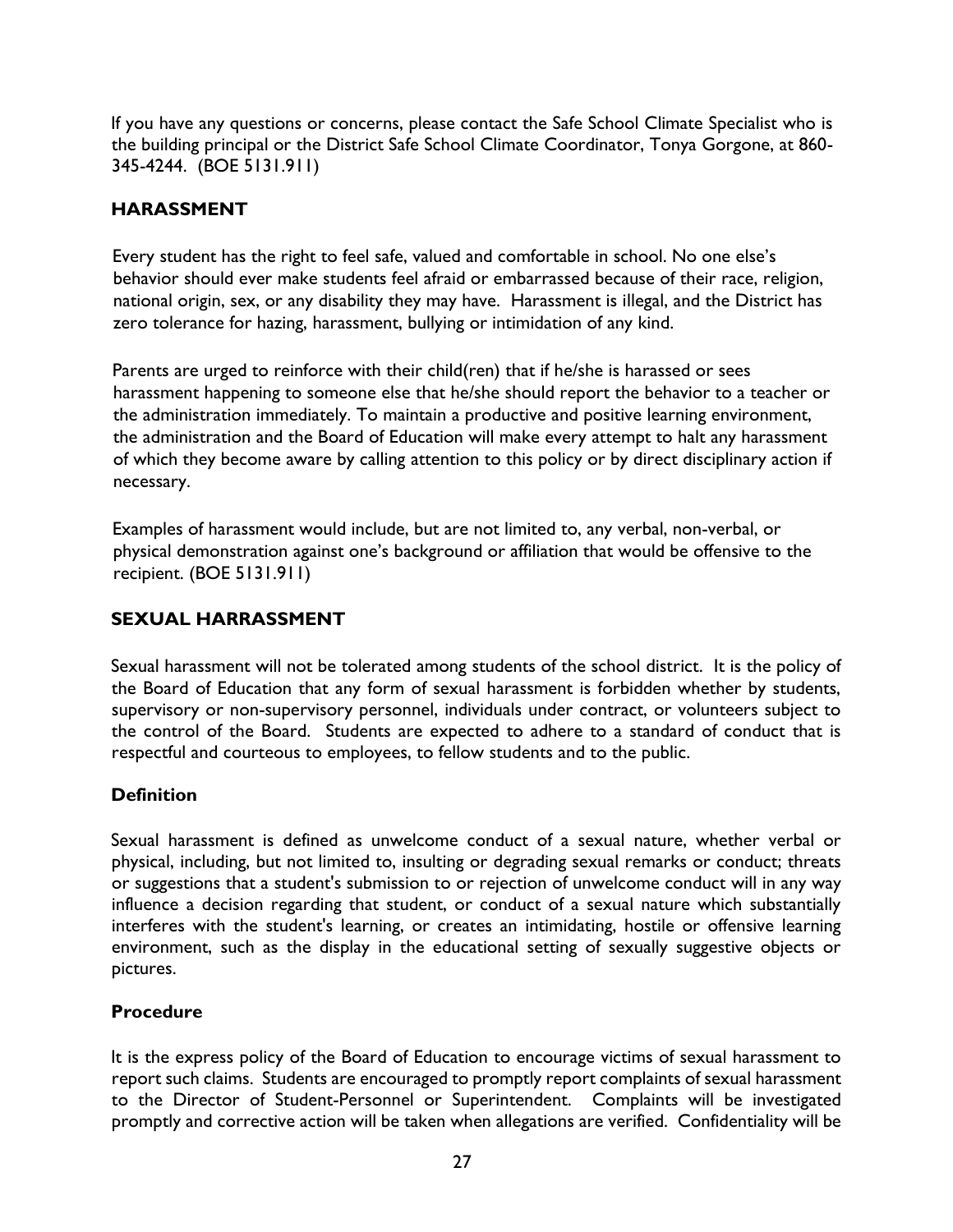If you have any questions or concerns, please contact the Safe School Climate Specialist who is the building principal or the District Safe School Climate Coordinator, Tonya Gorgone, at 860-345-4244. (BOE 5131.911)

## HARASSMENT

Every student has the right to feel safe, valued and comfortable in school. No one else's behavior should ever make students feel afraid or embarrassed because of their race, religion, national origin, sex, or any disability they may have. Harassment is illegal, and the District has zero tolerance for hazing, harassment, bullying or intimidation of any kind.

Parents are urged to reinforce with their child(ren) that if he/she is harassed or sees harassment happening to someone else that he/she should report the behavior to a teacher or the administration immediately. To maintain a productive and positive learning environment, the administration and the Board of Education will make every attempt to halt any harassment of which they become aware by calling attention to this policy or by direct disciplinary action if necessary.

Examples of harassment would include, but are not limited to, any verbal, non-verbal, or physical demonstration against one's background or affiliation that would be offensive to the recipient. (BOE 5131.911)

## SEXUAL HARRASSMENT

Sexual harassment will not be tolerated among students of the school district. It is the policy of the Board of Education that any form of sexual harassment is forbidden whether by students, supervisory or non-supervisory personnel, individuals under contract, or volunteers subject to the control of the Board. Students are expected to adhere to a standard of conduct that is respectful and courteous to employees, to fellow students and to the public.

### Definition

Sexual harassment is defined as unwelcome conduct of a sexual nature, whether verbal or physical, including, but not limited to, insulting or degrading sexual remarks or conduct; threats or suggestions that a student's submission to or rejection of unwelcome conduct will in any way influence a decision regarding that student, or conduct of a sexual nature which substantially interferes with the student's learning, or creates an intimidating, hostile or offensive learning environment, such as the display in the educational setting of sexually suggestive objects or pictures.

### Procedure

It is the express policy of the Board of Education to encourage victims of sexual harassment to report such claims. Students are encouraged to promptly report complaints of sexual harassment to the Director of Student-Personnel or Superintendent. Complaints will be investigated promptly and corrective action will be taken when allegations are verified. Confidentiality will be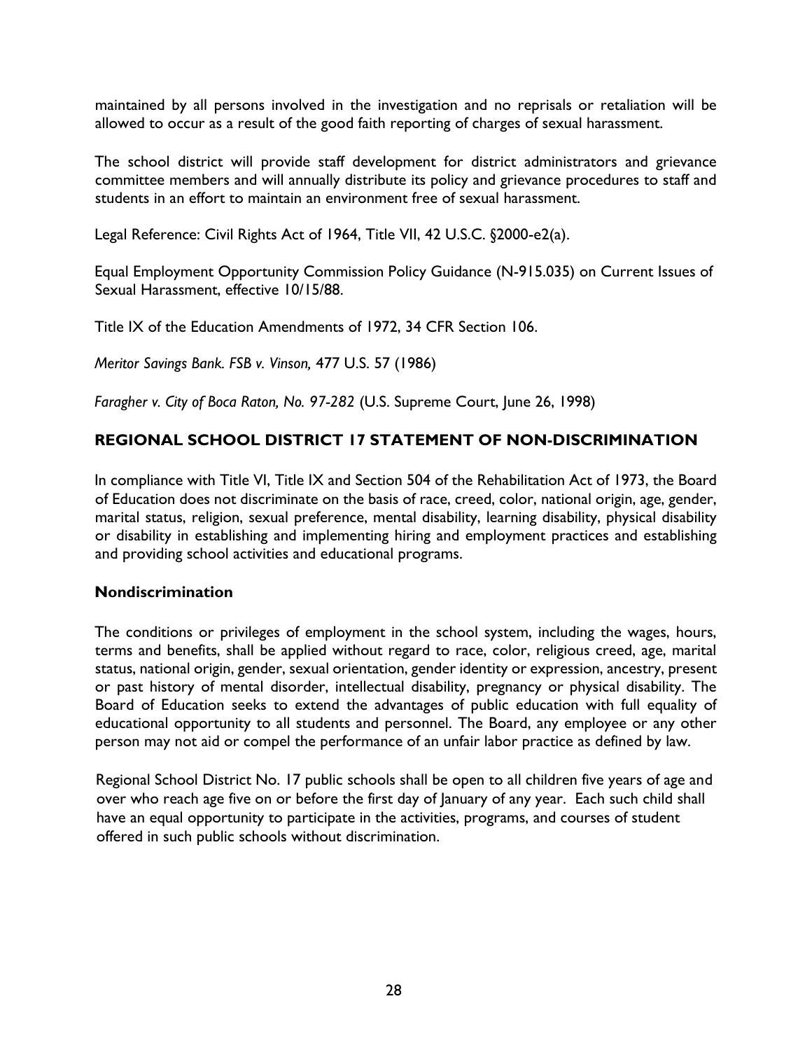maintained by all persons involved in the investigation and no reprisals or retaliation will be allowed to occur as a result of the good faith reporting of charges of sexual harassment.

The school district will provide staff development for district administrators and grievance committee members and will annually distribute its policy and grievance procedures to staff and students in an effort to maintain an environment free of sexual harassment.

Legal Reference: Civil Rights Act of 1964, Title VII, 42 U.S.C. §2000-e2(a).

Equal Employment Opportunity Commission Policy Guidance (N-915.035) on Current Issues of Sexual Harassment, effective 10/15/88.

Title IX of the Education Amendments of 1972, 34 CFR Section 106.

*Meritor Savings Bank. FSB v. Vinson,* 477 U.S. 57 (1986)

*Faragher v. City of Boca Raton, No. 97-282* (U.S. Supreme Court, June 26, 1998)

## REGIONAL SCHOOL DISTRICT 17 STATEMENT OF NON-DISCRIMINATION

In compliance with Title VI, Title IX and Section 504 of the Rehabilitation Act of 1973, the Board of Education does not discriminate on the basis of race, creed, color, national origin, age, gender, marital status, religion, sexual preference, mental disability, learning disability, physical disability or disability in establishing and implementing hiring and employment practices and establishing and providing school activities and educational programs.

### Nondiscrimination

The conditions or privileges of employment in the school system, including the wages, hours, terms and benefits, shall be applied without regard to race, color, religious creed, age, marital status, national origin, gender, sexual orientation, gender identity or expression, ancestry, present or past history of mental disorder, intellectual disability, pregnancy or physical disability. The Board of Education seeks to extend the advantages of public education with full equality of educational opportunity to all students and personnel. The Board, any employee or any other person may not aid or compel the performance of an unfair labor practice as defined by law.

Regional School District No. 17 public schools shall be open to all children five years of age and over who reach age five on or before the first day of January of any year. Each such child shall have an equal opportunity to participate in the activities, programs, and courses of student offered in such public schools without discrimination.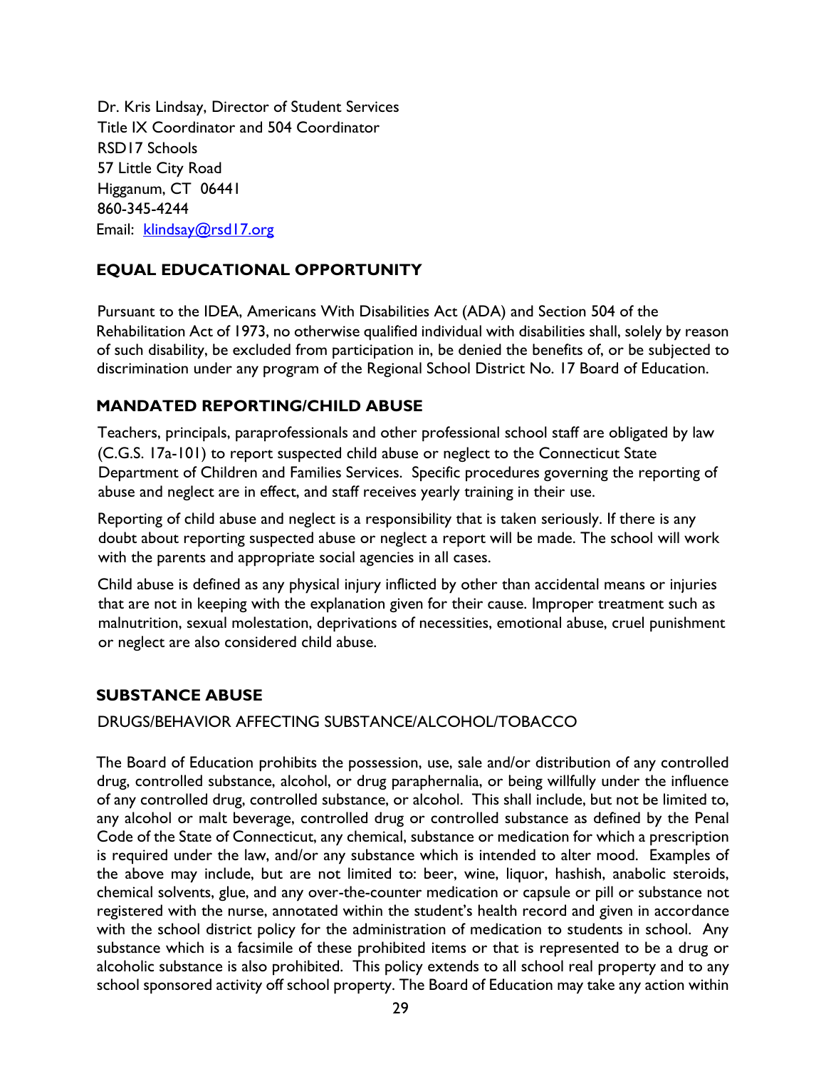Dr. Kris Lindsay, Director of Student Services
Title IX Coordinator and 504 Coordinator
RSD17 Schools
57 Little City Road
Higganum, CT 06441
860-345-4244
Email: [klindsay@rsd17.org](mailto:klindsay@rsd17.org)

## EQUAL EDUCATIONAL OPPORTUNITY

Pursuant to the IDEA, Americans With Disabilities Act (ADA) and Section 504 of the Rehabilitation Act of 1973, no otherwise qualified individual with disabilities shall, solely by reason of such disability, be excluded from participation in, be denied the benefits of, or be subjected to discrimination under any program of the Regional School District No. 17 Board of Education.

## MANDATED REPORTING/CHILD ABUSE

Teachers, principals, paraprofessionals and other professional school staff are obligated by law (C.G.S. 17a-101) to report suspected child abuse or neglect to the Connecticut State Department of Children and Families Services. Specific procedures governing the reporting of abuse and neglect are in effect, and staff receives yearly training in their use.

Reporting of child abuse and neglect is a responsibility that is taken seriously. If there is any doubt about reporting suspected abuse or neglect a report will be made. The school will work with the parents and appropriate social agencies in all cases.

Child abuse is defined as any physical injury inflicted by other than accidental means or injuries that are not in keeping with the explanation given for their cause. Improper treatment such as malnutrition, sexual molestation, deprivations of necessities, emotional abuse, cruel punishment or neglect are also considered child abuse.

## SUBSTANCE ABUSE

DRUGS/BEHAVIOR AFFECTING SUBSTANCE/ALCOHOL/TOBACCO

The Board of Education prohibits the possession, use, sale and/or distribution of any controlled drug, controlled substance, alcohol, or drug paraphernalia, or being willfully under the influence of any controlled drug, controlled substance, or alcohol. This shall include, but not be limited to, any alcohol or malt beverage, controlled drug or controlled substance as defined by the Penal Code of the State of Connecticut, any chemical, substance or medication for which a prescription is required under the law, and/or any substance which is intended to alter mood. Examples of the above may include, but are not limited to: beer, wine, liquor, hashish, anabolic steroids, chemical solvents, glue, and any over-the-counter medication or capsule or pill or substance not registered with the nurse, annotated within the student's health record and given in accordance with the school district policy for the administration of medication to students in school. Any substance which is a facsimile of these prohibited items or that is represented to be a drug or alcoholic substance is also prohibited. This policy extends to all school real property and to any school sponsored activity off school property. The Board of Education may take any action within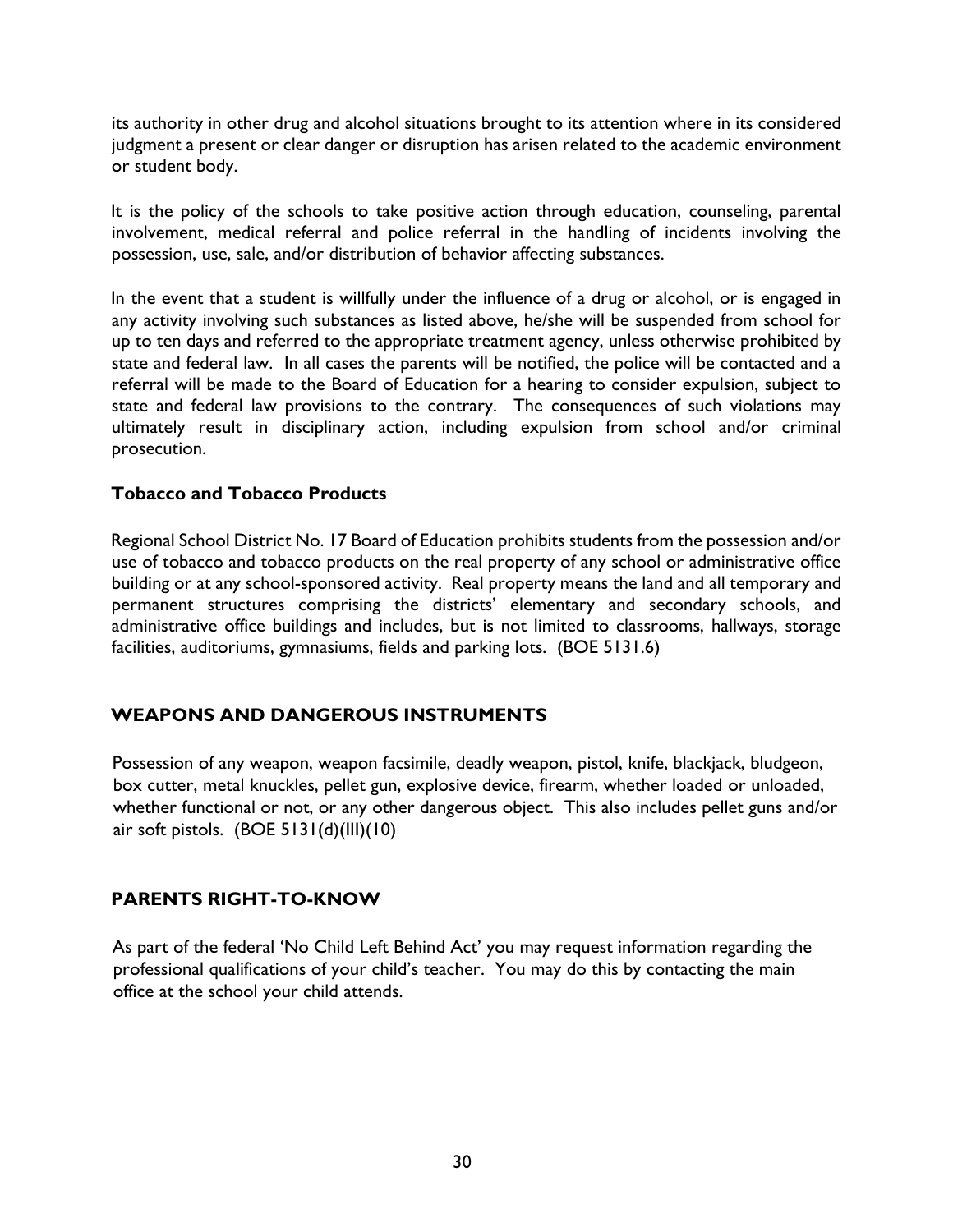its authority in other drug and alcohol situations brought to its attention where in its considered judgment a present or clear danger or disruption has arisen related to the academic environment or student body.

It is the policy of the schools to take positive action through education, counseling, parental involvement, medical referral and police referral in the handling of incidents involving the possession, use, sale, and/or distribution of behavior affecting substances.

In the event that a student is willfully under the influence of a drug or alcohol, or is engaged in any activity involving such substances as listed above, he/she will be suspended from school for up to ten days and referred to the appropriate treatment agency, unless otherwise prohibited by state and federal law. In all cases the parents will be notified, the police will be contacted and a referral will be made to the Board of Education for a hearing to consider expulsion, subject to state and federal law provisions to the contrary. The consequences of such violations may ultimately result in disciplinary action, including expulsion from school and/or criminal prosecution.

### Tobacco and Tobacco Products

Regional School District No. 17 Board of Education prohibits students from the possession and/or use of tobacco and tobacco products on the real property of any school or administrative office building or at any school-sponsored activity. Real property means the land and all temporary and permanent structures comprising the districts' elementary and secondary schools, and administrative office buildings and includes, but is not limited to classrooms, hallways, storage facilities, auditoriums, gymnasiums, fields and parking lots. (BOE 5131.6)

## WEAPONS AND DANGEROUS INSTRUMENTS

Possession of any weapon, weapon facsimile, deadly weapon, pistol, knife, blackjack, bludgeon, box cutter, metal knuckles, pellet gun, explosive device, firearm, whether loaded or unloaded, whether functional or not, or any other dangerous object. This also includes pellet guns and/or air soft pistols. (BOE 5131(d)(III)(10)

## PARENTS RIGHT-TO-KNOW

As part of the federal 'No Child Left Behind Act' you may request information regarding the professional qualifications of your child's teacher. You may do this by contacting the main office at the school your child attends.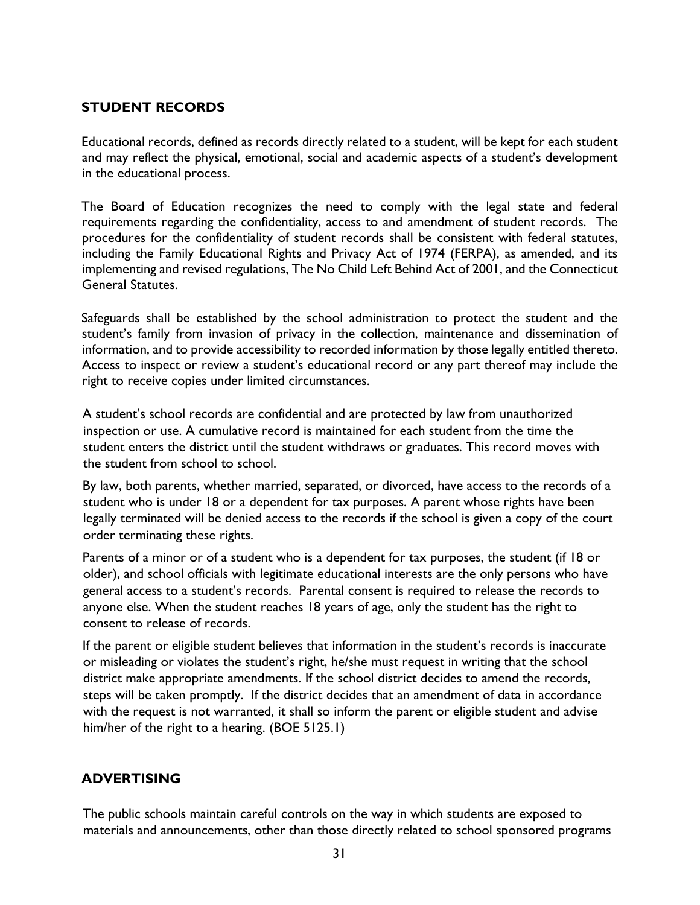## STUDENT RECORDS

Educational records, defined as records directly related to a student, will be kept for each student and may reflect the physical, emotional, social and academic aspects of a student's development in the educational process.

The Board of Education recognizes the need to comply with the legal state and federal requirements regarding the confidentiality, access to and amendment of student records. The procedures for the confidentiality of student records shall be consistent with federal statutes, including the Family Educational Rights and Privacy Act of 1974 (FERPA), as amended, and its implementing and revised regulations, The No Child Left Behind Act of 2001, and the Connecticut General Statutes.

Safeguards shall be established by the school administration to protect the student and the student's family from invasion of privacy in the collection, maintenance and dissemination of information, and to provide accessibility to recorded information by those legally entitled thereto. Access to inspect or review a student's educational record or any part thereof may include the right to receive copies under limited circumstances.

A student's school records are confidential and are protected by law from unauthorized inspection or use. A cumulative record is maintained for each student from the time the student enters the district until the student withdraws or graduates. This record moves with the student from school to school.

By law, both parents, whether married, separated, or divorced, have access to the records of a student who is under 18 or a dependent for tax purposes. A parent whose rights have been legally terminated will be denied access to the records if the school is given a copy of the court order terminating these rights.

Parents of a minor or of a student who is a dependent for tax purposes, the student (if 18 or older), and school officials with legitimate educational interests are the only persons who have general access to a student's records. Parental consent is required to release the records to anyone else. When the student reaches 18 years of age, only the student has the right to consent to release of records.

If the parent or eligible student believes that information in the student's records is inaccurate or misleading or violates the student's right, he/she must request in writing that the school district make appropriate amendments. If the school district decides to amend the records, steps will be taken promptly. If the district decides that an amendment of data in accordance with the request is not warranted, it shall so inform the parent or eligible student and advise him/her of the right to a hearing. (BOE 5125.1)

## ADVERTISING

The public schools maintain careful controls on the way in which students are exposed to materials and announcements, other than those directly related to school sponsored programs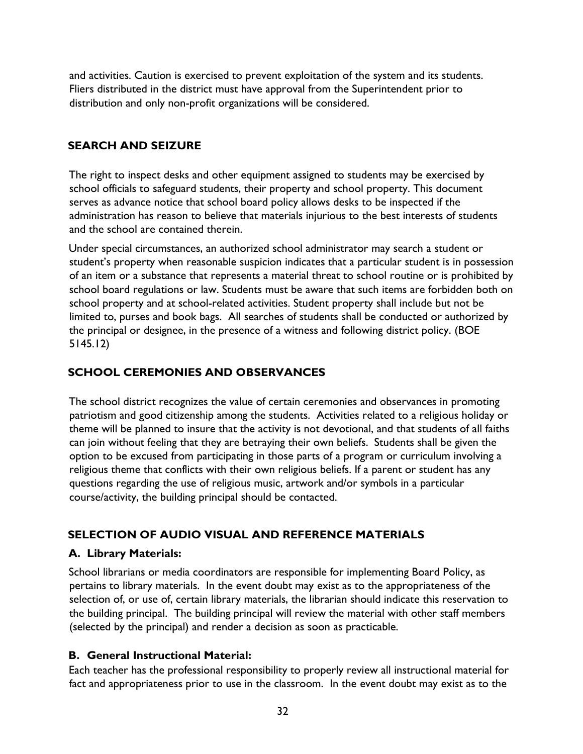and activities. Caution is exercised to prevent exploitation of the system and its students. Fliers distributed in the district must have approval from the Superintendent prior to distribution and only non-profit organizations will be considered.

## SEARCH AND SEIZURE

The right to inspect desks and other equipment assigned to students may be exercised by school officials to safeguard students, their property and school property. This document serves as advance notice that school board policy allows desks to be inspected if the administration has reason to believe that materials injurious to the best interests of students and the school are contained therein.

Under special circumstances, an authorized school administrator may search a student or student's property when reasonable suspicion indicates that a particular student is in possession of an item or a substance that represents a material threat to school routine or is prohibited by school board regulations or law. Students must be aware that such items are forbidden both on school property and at school-related activities. Student property shall include but not be limited to, purses and book bags. All searches of students shall be conducted or authorized by the principal or designee, in the presence of a witness and following district policy. (BOE 5145.12)

## SCHOOL CEREMONIES AND OBSERVANCES

The school district recognizes the value of certain ceremonies and observances in promoting patriotism and good citizenship among the students. Activities related to a religious holiday or theme will be planned to insure that the activity is not devotional, and that students of all faiths can join without feeling that they are betraying their own beliefs. Students shall be given the option to be excused from participating in those parts of a program or curriculum involving a religious theme that conflicts with their own religious beliefs. If a parent or student has any questions regarding the use of religious music, artwork and/or symbols in a particular course/activity, the building principal should be contacted.

## SELECTION OF AUDIO VISUAL AND REFERENCE MATERIALS

### A. Library Materials:

School librarians or media coordinators are responsible for implementing Board Policy, as pertains to library materials. In the event doubt may exist as to the appropriateness of the selection of, or use of, certain library materials, the librarian should indicate this reservation to the building principal. The building principal will review the material with other staff members (selected by the principal) and render a decision as soon as practicable.

### B. General Instructional Material:

Each teacher has the professional responsibility to properly review all instructional material for fact and appropriateness prior to use in the classroom. In the event doubt may exist as to the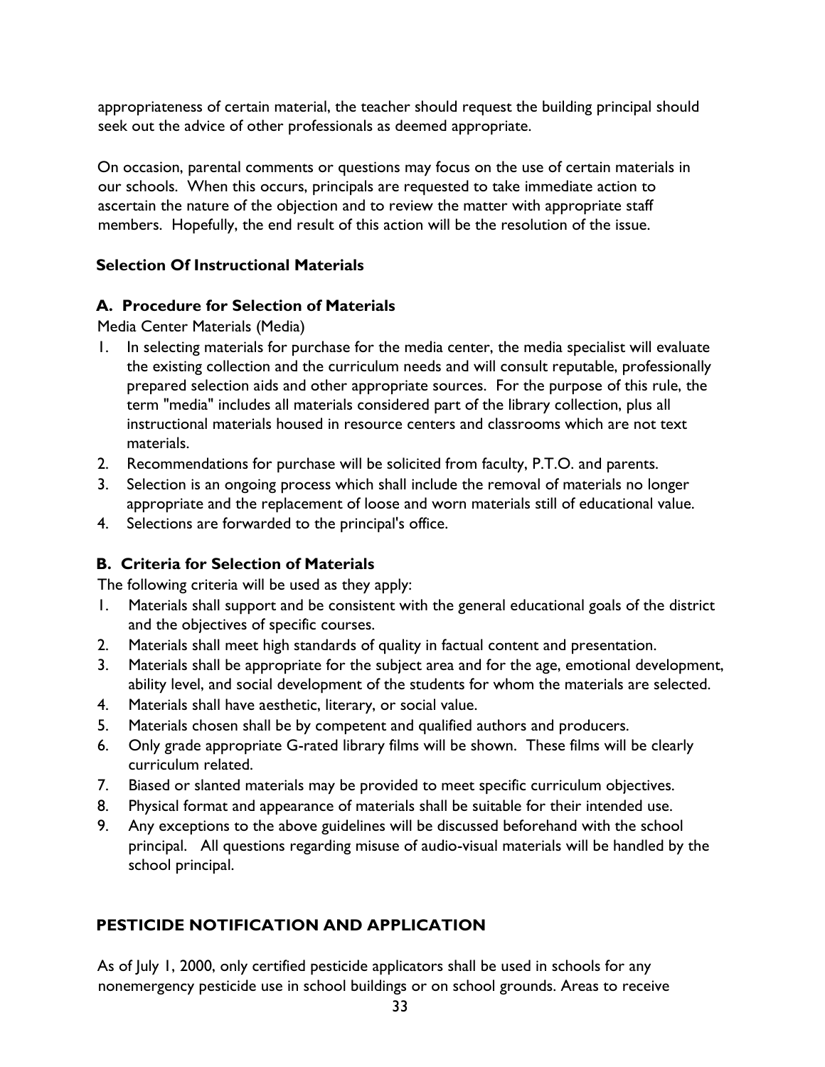appropriateness of certain material, the teacher should request the building principal should seek out the advice of other professionals as deemed appropriate.

On occasion, parental comments or questions may focus on the use of certain materials in our schools. When this occurs, principals are requested to take immediate action to ascertain the nature of the objection and to review the matter with appropriate staff members. Hopefully, the end result of this action will be the resolution of the issue.

### Selection Of Instructional Materials

#### A. Procedure for Selection of Materials

Media Center Materials (Media)

1. In selecting materials for purchase for the media center, the media specialist will evaluate the existing collection and the curriculum needs and will consult reputable, professionally prepared selection aids and other appropriate sources. For the purpose of this rule, the term "media" includes all materials considered part of the library collection, plus all instructional materials housed in resource centers and classrooms which are not text materials.
2. Recommendations for purchase will be solicited from faculty, P.T.O. and parents.
3. Selection is an ongoing process which shall include the removal of materials no longer appropriate and the replacement of loose and worn materials still of educational value.
4. Selections are forwarded to the principal's office.

#### B. Criteria for Selection of Materials

The following criteria will be used as they apply:

1. Materials shall support and be consistent with the general educational goals of the district and the objectives of specific courses.
2. Materials shall meet high standards of quality in factual content and presentation.
3. Materials shall be appropriate for the subject area and for the age, emotional development, ability level, and social development of the students for whom the materials are selected.
4. Materials shall have aesthetic, literary, or social value.
5. Materials chosen shall be by competent and qualified authors and producers.
6. Only grade appropriate G-rated library films will be shown. These films will be clearly curriculum related.
7. Biased or slanted materials may be provided to meet specific curriculum objectives.
8. Physical format and appearance of materials shall be suitable for their intended use.
9. Any exceptions to the above guidelines will be discussed beforehand with the school principal. All questions regarding misuse of audio-visual materials will be handled by the school principal.

## PESTICIDE NOTIFICATION AND APPLICATION

As of July 1, 2000, only certified pesticide applicators shall be used in schools for any nonemergency pesticide use in school buildings or on school grounds. Areas to receive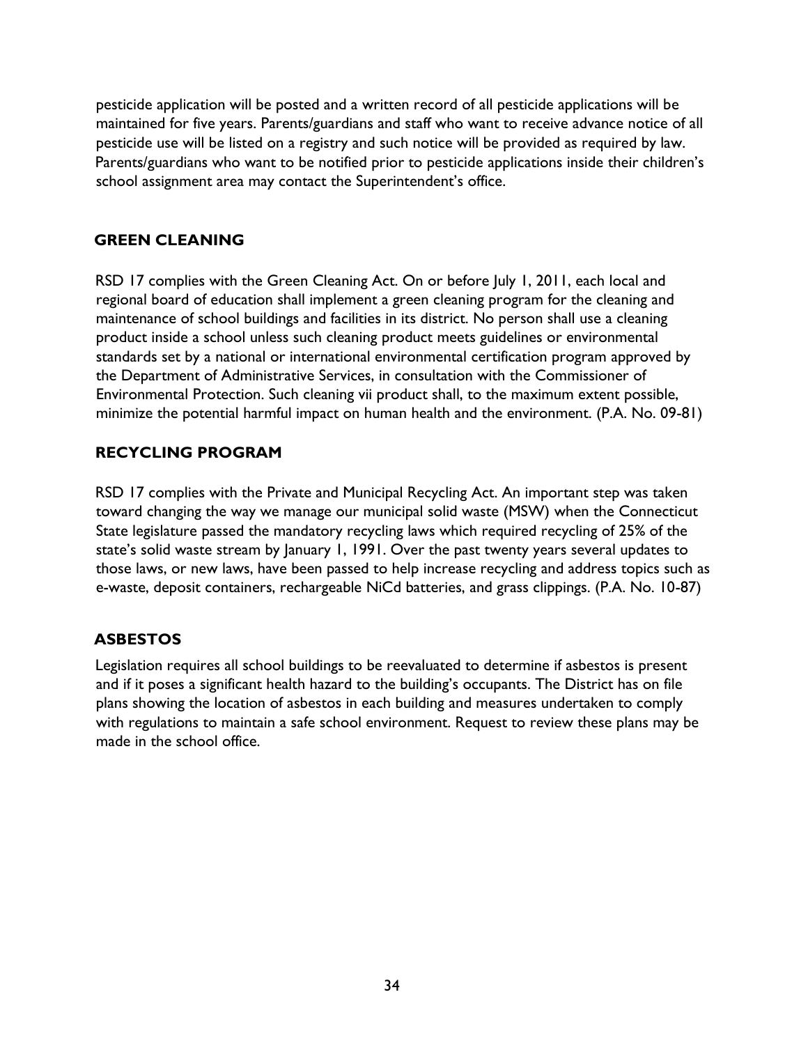pesticide application will be posted and a written record of all pesticide applications will be maintained for five years. Parents/guardians and staff who want to receive advance notice of all pesticide use will be listed on a registry and such notice will be provided as required by law. Parents/guardians who want to be notified prior to pesticide applications inside their children's school assignment area may contact the Superintendent's office.

## GREEN CLEANING

RSD 17 complies with the Green Cleaning Act. On or before July 1, 2011, each local and regional board of education shall implement a green cleaning program for the cleaning and maintenance of school buildings and facilities in its district. No person shall use a cleaning product inside a school unless such cleaning product meets guidelines or environmental standards set by a national or international environmental certification program approved by the Department of Administrative Services, in consultation with the Commissioner of Environmental Protection. Such cleaning vii product shall, to the maximum extent possible, minimize the potential harmful impact on human health and the environment. (P.A. No. 09-81)

## RECYCLING PROGRAM

RSD 17 complies with the Private and Municipal Recycling Act. An important step was taken toward changing the way we manage our municipal solid waste (MSW) when the Connecticut State legislature passed the mandatory recycling laws which required recycling of 25% of the state's solid waste stream by January 1, 1991. Over the past twenty years several updates to those laws, or new laws, have been passed to help increase recycling and address topics such as e-waste, deposit containers, rechargeable NiCd batteries, and grass clippings. (P.A. No. 10-87)

## ASBESTOS

Legislation requires all school buildings to be reevaluated to determine if asbestos is present and if it poses a significant health hazard to the building's occupants. The District has on file plans showing the location of asbestos in each building and measures undertaken to comply with regulations to maintain a safe school environment. Request to review these plans may be made in the school office.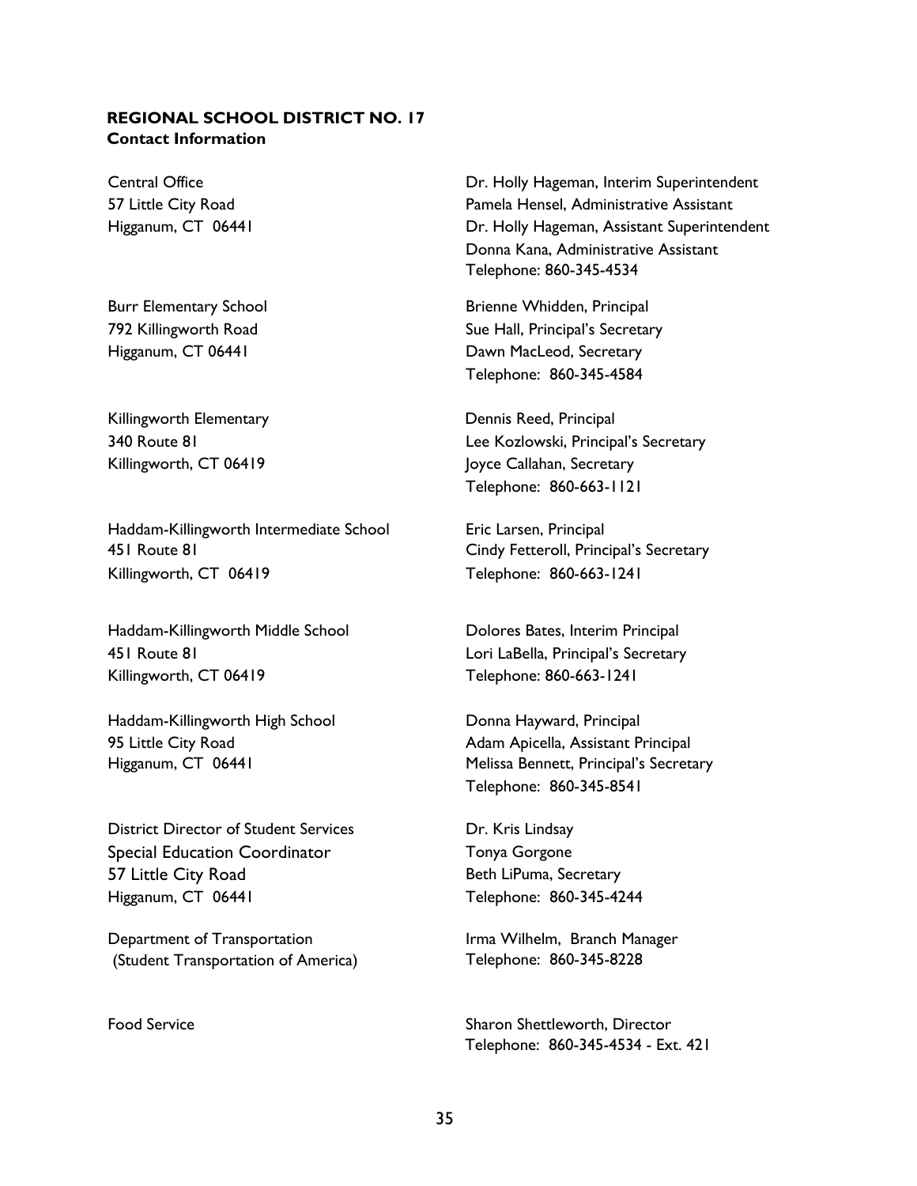**REGIONAL SCHOOL DISTRICT NO. 17**
**Contact Information**

| | |
|---|---|
| Central Office<br>57 Little City Road<br>Higganum, CT 06441 | Dr. Holly Hageman, Interim Superintendent<br>Pamela Hensel, Administrative Assistant<br>Dr. Holly Hageman, Assistant Superintendent<br>Donna Kana, Administrative Assistant<br>Telephone: 860-345-4534 |
| Burr Elementary School<br>792 Killingworth Road<br>Higganum, CT 06441 | Brienne Whidden, Principal<br>Sue Hall, Principal's Secretary<br>Dawn MacLeod, Secretary<br>Telephone: 860-345-4584 |
| Killingworth Elementary<br>340 Route 81<br>Killingworth, CT 06419 | Dennis Reed, Principal<br>Lee Kozlowski, Principal's Secretary<br>Joyce Callahan, Secretary<br>Telephone: 860-663-1121 |
| Haddam-Killingworth Intermediate School<br>451 Route 81<br>Killingworth, CT 06419 | Eric Larsen, Principal<br>Cindy Fetteroll, Principal's Secretary<br>Telephone: 860-663-1241 |
| Haddam-Killingworth Middle School<br>451 Route 81<br>Killingworth, CT 06419 | Dolores Bates, Interim Principal<br>Lori LaBella, Principal's Secretary<br>Telephone: 860-663-1241 |
| Haddam-Killingworth High School<br>95 Little City Road<br>Higganum, CT 06441 | Donna Hayward, Principal<br>Adam Apicella, Assistant Principal<br>Melissa Bennett, Principal's Secretary<br>Telephone: 860-345-8541 |
| District Director of Student Services<br>Special Education Coordinator<br>57 Little City Road<br>Higganum, CT 06441 | Dr. Kris Lindsay<br>Tonya Gorgone<br>Beth LiPuma, Secretary<br>Telephone: 860-345-4244 |
| Department of Transportation<br>(Student Transportation of America) | Irma Wilhelm, Branch Manager<br>Telephone: 860-345-8228 |
| Food Service | Sharon Shettleworth, Director<br>Telephone: 860-345-4534 - Ext. 421 |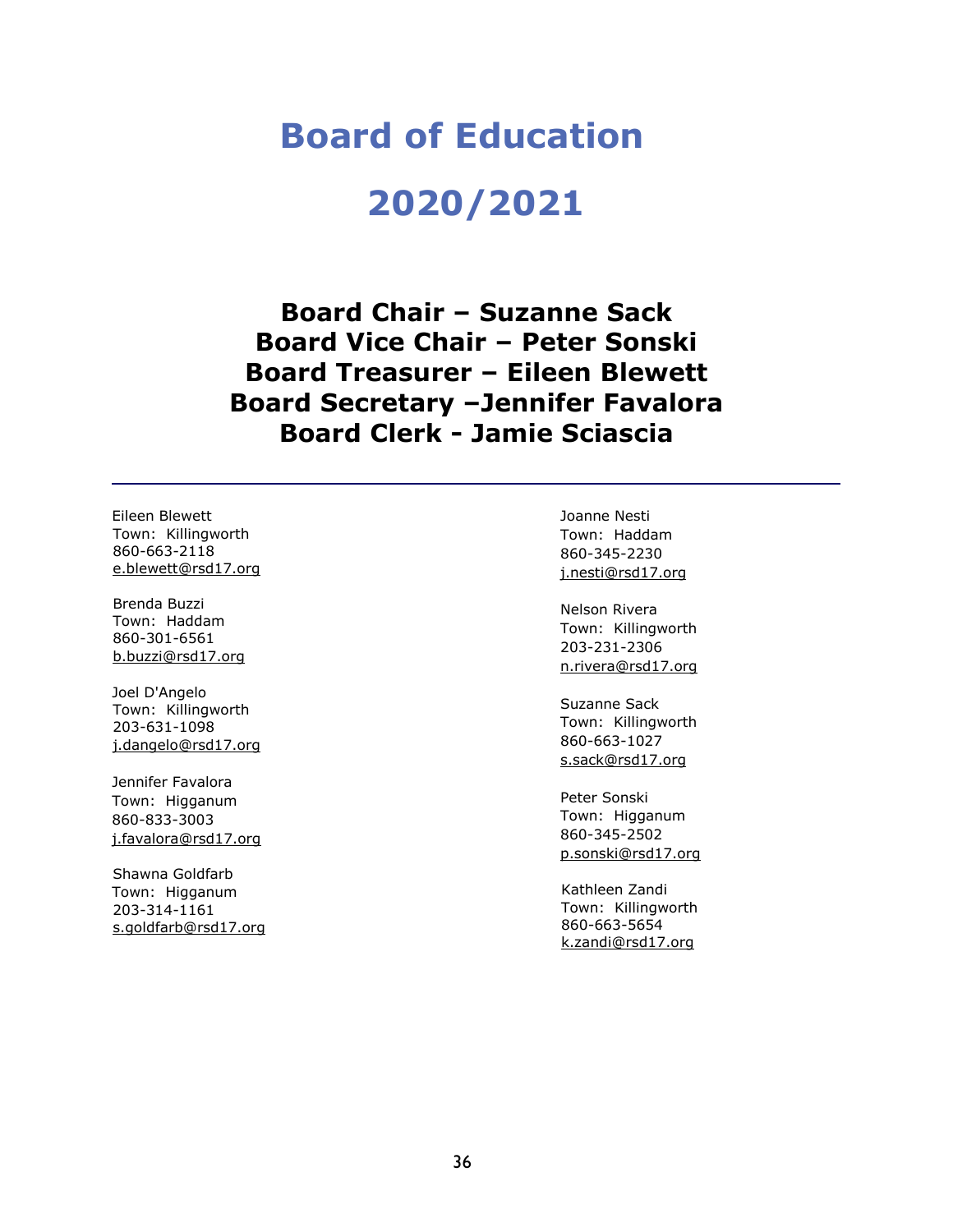# Board of Education

# 2020/2021

**Board Chair – Suzanne Sack**
**Board Vice Chair – Peter Sonski**
**Board Treasurer – Eileen Blewett**
**Board Secretary –Jennifer Favalora**
**Board Clerk - Jamie Sciascia**

---

Eileen Blewett
Town: Killingworth
860-663-2118
e.blewett@rsd17.org

Brenda Buzzi
Town: Haddam
860-301-6561
b.buzzi@rsd17.org

Joel D'Angelo
Town: Killingworth
203-631-1098
j.dangelo@rsd17.org

Jennifer Favalora
Town: Higganum
860-833-3003
j.favalora@rsd17.org

Shawna Goldfarb
Town: Higganum
203-314-1161
s.goldfarb@rsd17.org

Joanne Nesti
Town: Haddam
860-345-2230
j.nesti@rsd17.org

Nelson Rivera
Town: Killingworth
203-231-2306
n.rivera@rsd17.org

Suzanne Sack
Town: Killingworth
860-663-1027
s.sack@rsd17.org

Peter Sonski
Town: Higganum
860-345-2502
p.sonski@rsd17.org

Kathleen Zandi
Town: Killingworth
860-663-5654
k.zandi@rsd17.org